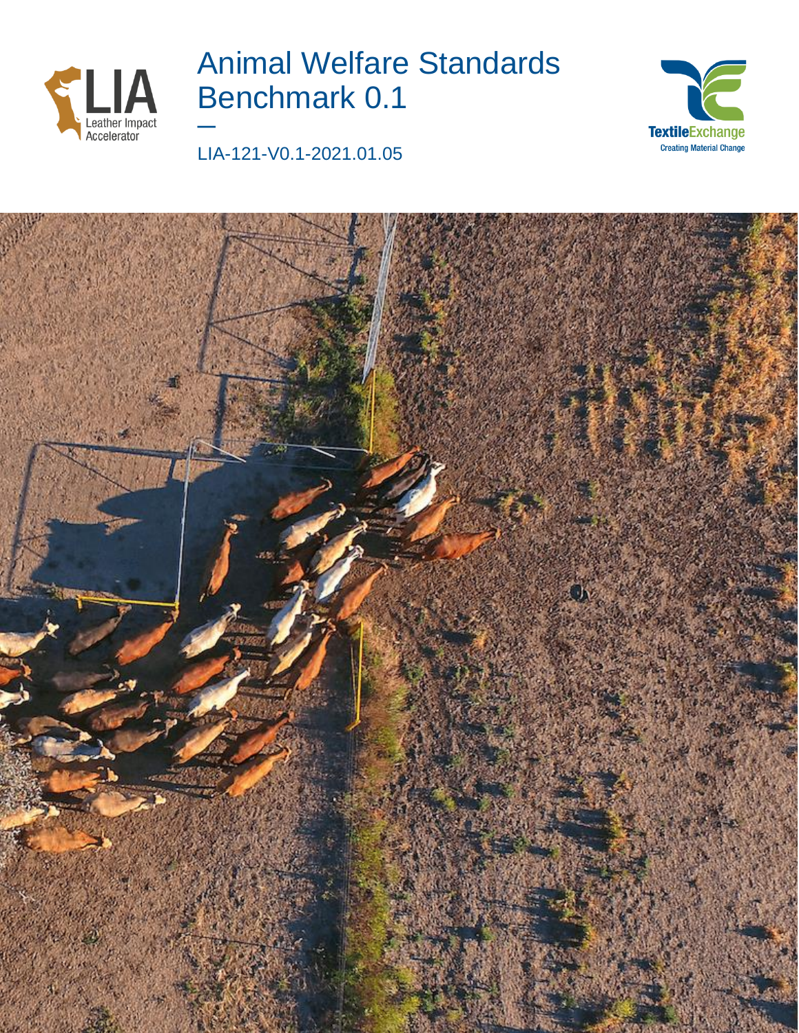# Animal Welfare Standards Benchmark 0.1

—

LIA-121-V0.1-2021.01.05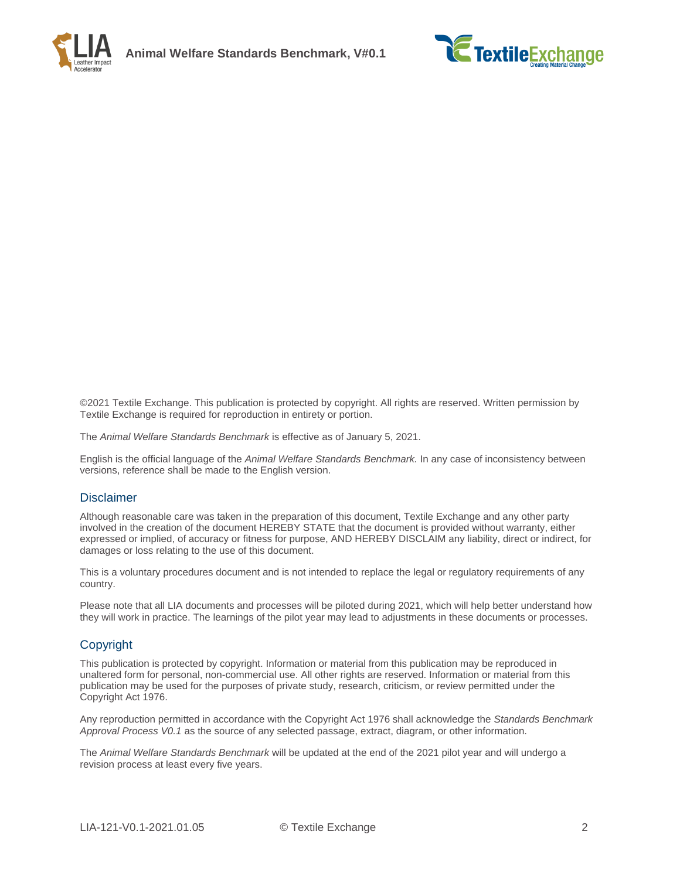©2021 Textile Exchange. This publication is protected by copyright. All rights are reserved. Written permission by Textile Exchange is required for reproduction in entirety or portion.

The *Animal Welfare Standards Benchmark* is effective as of January 5, 2021.

English is the official language of the *Animal Welfare Standards Benchmark.* In any case of inconsistency between versions, reference shall be made to the English version.

## Disclaimer

Although reasonable care was taken in the preparation of this document, Textile Exchange and any other party involved in the creation of the document HEREBY STATE that the document is provided without warranty, either expressed or implied, of accuracy or fitness for purpose, AND HEREBY DISCLAIM any liability, direct or indirect, for damages or loss relating to the use of this document.

This is a voluntary procedures document and is not intended to replace the legal or regulatory requirements of any country.

Please note that all LIA documents and processes will be piloted during 2021, which will help better understand how they will work in practice. The learnings of the pilot year may lead to adjustments in these documents or processes.

## Copyright

This publication is protected by copyright. Information or material from this publication may be reproduced in unaltered form for personal, non-commercial use. All other rights are reserved. Information or material from this publication may be used for the purposes of private study, research, criticism, or review permitted under the Copyright Act 1976.

Any reproduction permitted in accordance with the Copyright Act 1976 shall acknowledge the *Standards Benchmark Approval Process V0.1* as the source of any selected passage, extract, diagram, or other information.

The *Animal Welfare Standards Benchmark* will be updated at the end of the 2021 pilot year and will undergo a revision process at least every five years.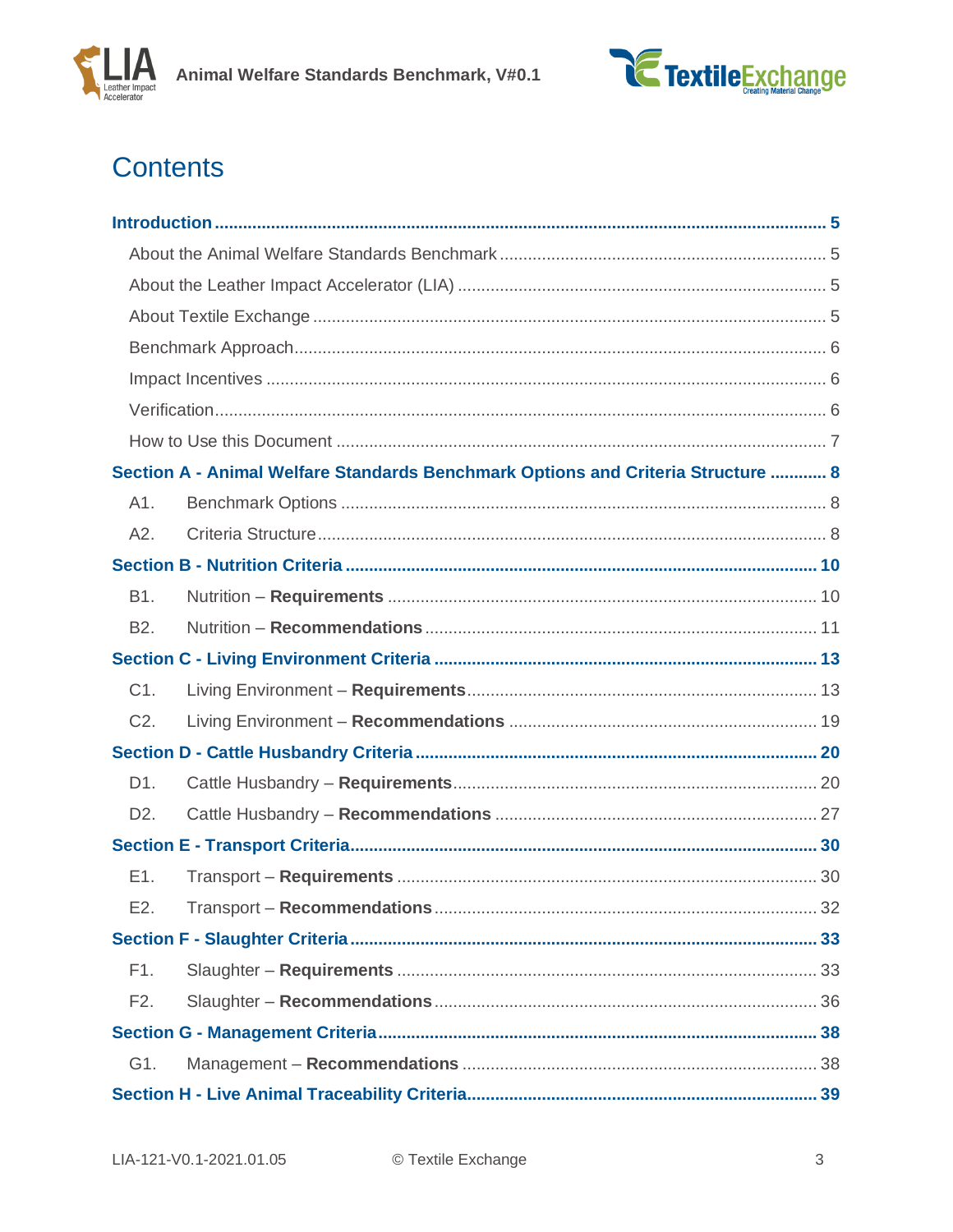# Contents

**Introduction** ..... **5**

About the Animal Welfare Standards Benchmark ..... 5

About the Leather Impact Accelerator (LIA) ..... 5

About Textile Exchange ..... 5

Benchmark Approach ..... 6

Impact Incentives ..... 6

Verification ..... 6

How to Use this Document ..... 7

**Section A - Animal Welfare Standards Benchmark Options and Criteria Structure** ..... **8**

A1. Benchmark Options ..... 8

A2. Criteria Structure ..... 8

**Section B - Nutrition Criteria** ..... **10**

B1. Nutrition – **Requirements** ..... 10

B2. Nutrition – **Recommendations** ..... 11

**Section C - Living Environment Criteria** ..... **13**

C1. Living Environment – **Requirements** ..... 13

C2. Living Environment – **Recommendations** ..... 19

**Section D - Cattle Husbandry Criteria** ..... **20**

D1. Cattle Husbandry – **Requirements** ..... 20

D2. Cattle Husbandry – **Recommendations** ..... 27

**Section E - Transport Criteria** ..... **30**

E1. Transport – **Requirements** ..... 30

E2. Transport – **Recommendations** ..... 32

**Section F - Slaughter Criteria** ..... **33**

F1. Slaughter – **Requirements** ..... 33

F2. Slaughter – **Recommendations** ..... 36

**Section G - Management Criteria** ..... **38**

G1. Management – **Recommendations** ..... 38

**Section H - Live Animal Traceability Criteria** ..... **39**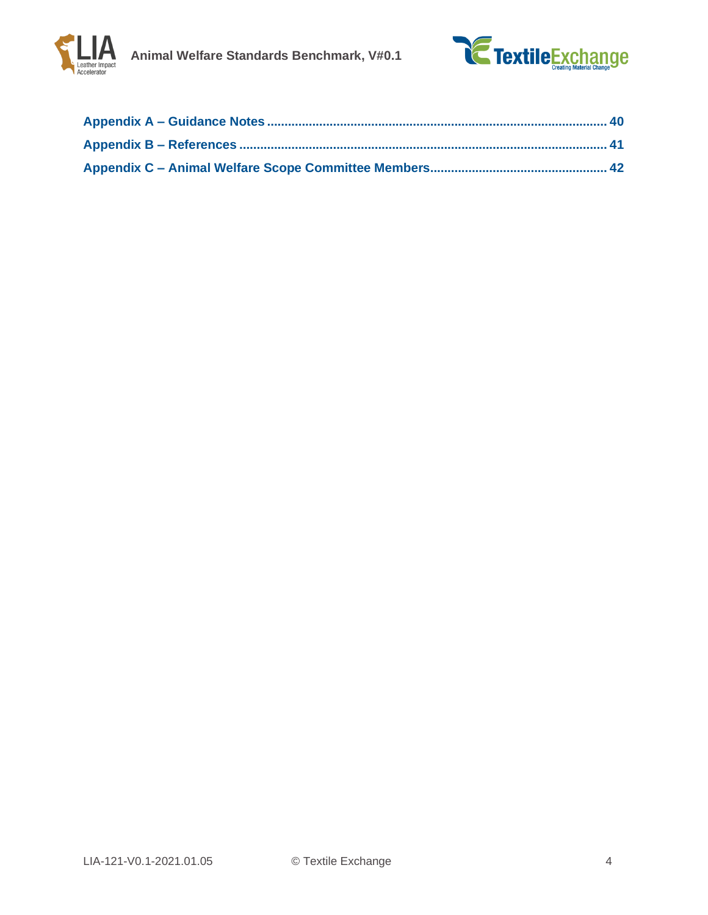Appendix A – Guidance Notes ........................................................................................ 40

Appendix B – References ............................................................................................... 41

Appendix C – Animal Welfare Scope Committee Members.................................................. 42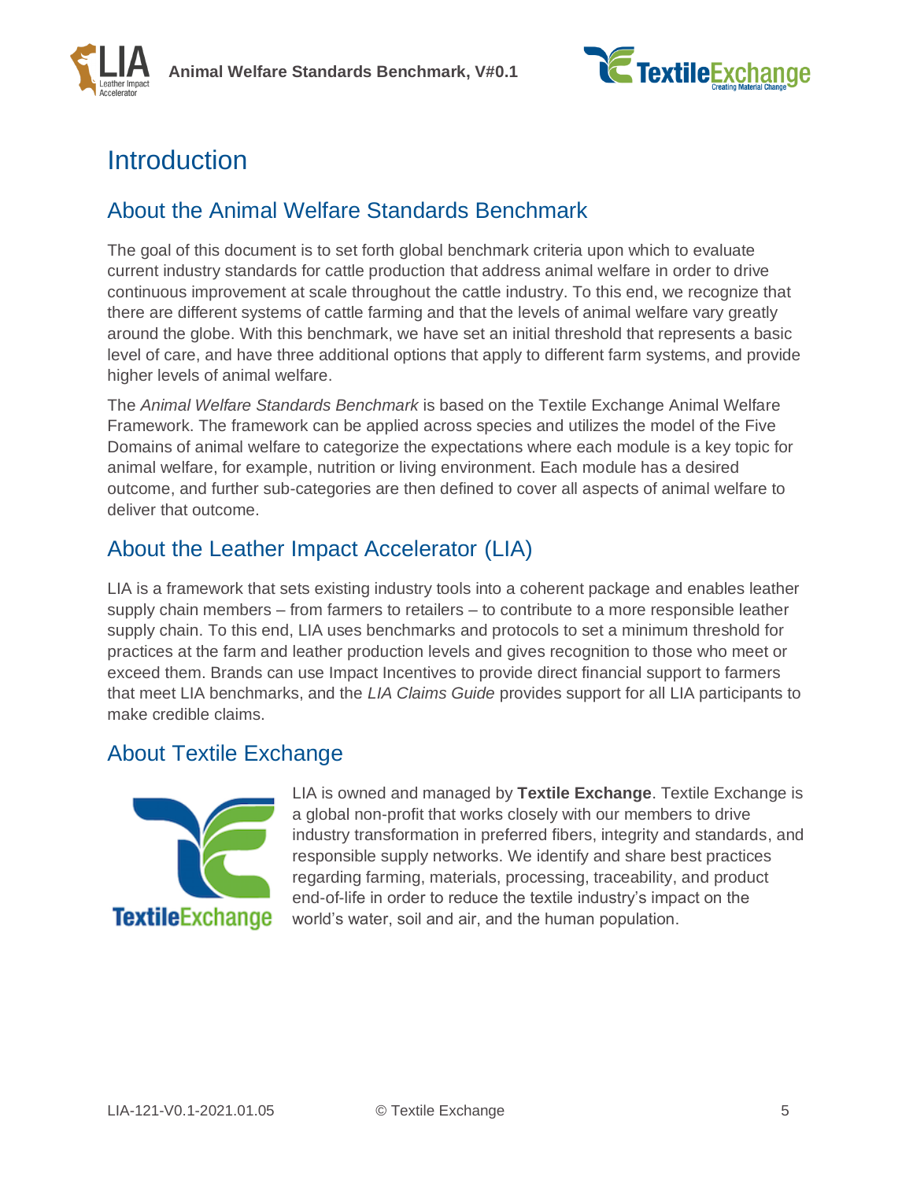# Introduction

## About the Animal Welfare Standards Benchmark

The goal of this document is to set forth global benchmark criteria upon which to evaluate current industry standards for cattle production that address animal welfare in order to drive continuous improvement at scale throughout the cattle industry. To this end, we recognize that there are different systems of cattle farming and that the levels of animal welfare vary greatly around the globe. With this benchmark, we have set an initial threshold that represents a basic level of care, and have three additional options that apply to different farm systems, and provide higher levels of animal welfare.

The *Animal Welfare Standards Benchmark* is based on the Textile Exchange Animal Welfare Framework. The framework can be applied across species and utilizes the model of the Five Domains of animal welfare to categorize the expectations where each module is a key topic for animal welfare, for example, nutrition or living environment. Each module has a desired outcome, and further sub-categories are then defined to cover all aspects of animal welfare to deliver that outcome.

## About the Leather Impact Accelerator (LIA)

LIA is a framework that sets existing industry tools into a coherent package and enables leather supply chain members – from farmers to retailers – to contribute to a more responsible leather supply chain. To this end, LIA uses benchmarks and protocols to set a minimum threshold for practices at the farm and leather production levels and gives recognition to those who meet or exceed them. Brands can use Impact Incentives to provide direct financial support to farmers that meet LIA benchmarks, and the *LIA Claims Guide* provides support for all LIA participants to make credible claims.

## About Textile Exchange

LIA is owned and managed by **Textile Exchange**. Textile Exchange is a global non-profit that works closely with our members to drive industry transformation in preferred fibers, integrity and standards, and responsible supply networks. We identify and share best practices regarding farming, materials, processing, traceability, and product end-of-life in order to reduce the textile industry's impact on the world's water, soil and air, and the human population.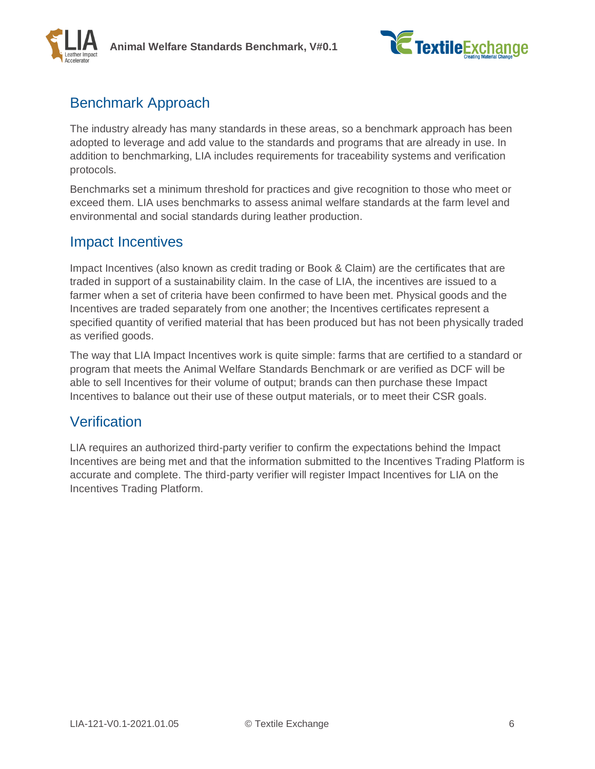## Benchmark Approach

The industry already has many standards in these areas, so a benchmark approach has been adopted to leverage and add value to the standards and programs that are already in use. In addition to benchmarking, LIA includes requirements for traceability systems and verification protocols.

Benchmarks set a minimum threshold for practices and give recognition to those who meet or exceed them. LIA uses benchmarks to assess animal welfare standards at the farm level and environmental and social standards during leather production.

## Impact Incentives

Impact Incentives (also known as credit trading or Book & Claim) are the certificates that are traded in support of a sustainability claim. In the case of LIA, the incentives are issued to a farmer when a set of criteria have been confirmed to have been met. Physical goods and the Incentives are traded separately from one another; the Incentives certificates represent a specified quantity of verified material that has been produced but has not been physically traded as verified goods.

The way that LIA Impact Incentives work is quite simple: farms that are certified to a standard or program that meets the Animal Welfare Standards Benchmark or are verified as DCF will be able to sell Incentives for their volume of output; brands can then purchase these Impact Incentives to balance out their use of these output materials, or to meet their CSR goals.

## Verification

LIA requires an authorized third-party verifier to confirm the expectations behind the Impact Incentives are being met and that the information submitted to the Incentives Trading Platform is accurate and complete. The third-party verifier will register Impact Incentives for LIA on the Incentives Trading Platform.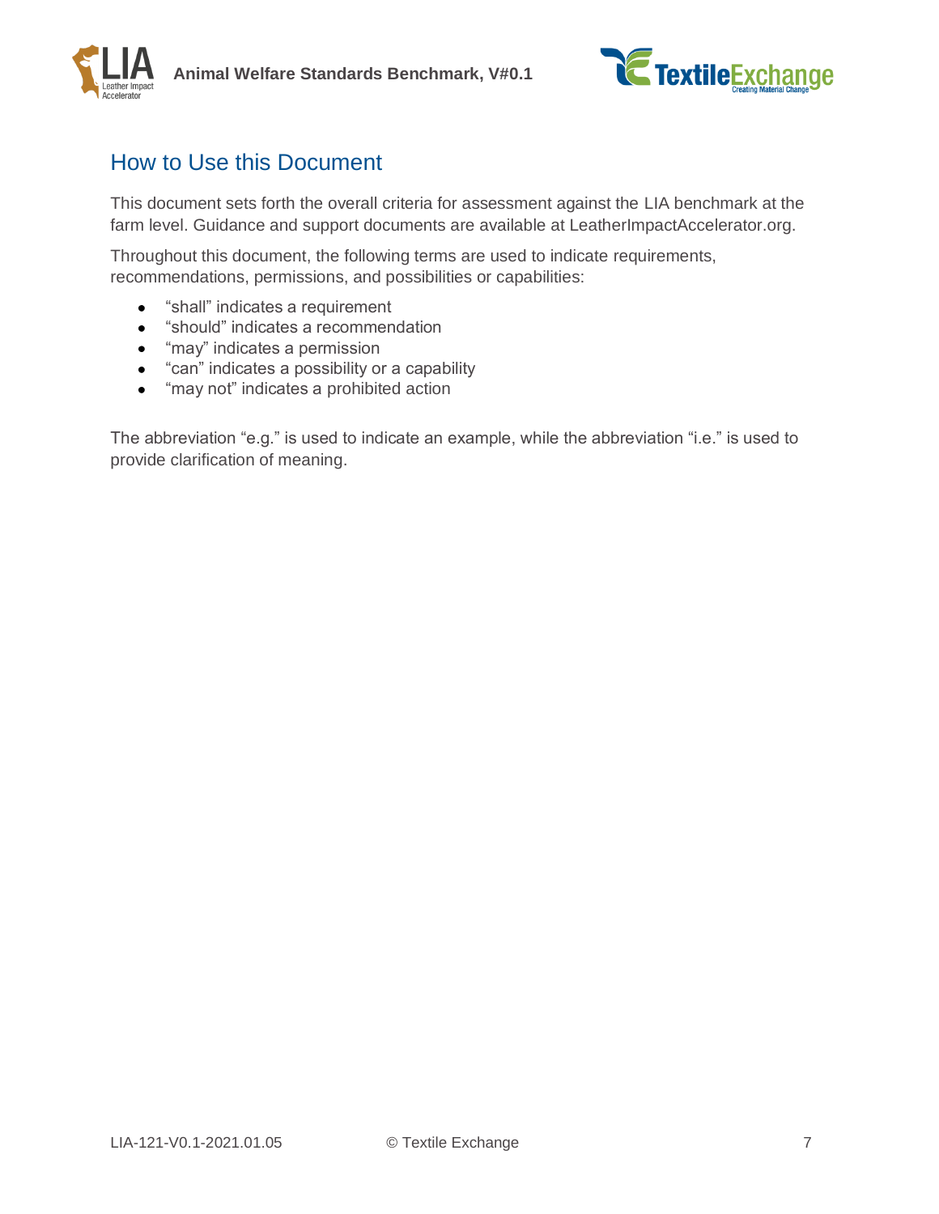## How to Use this Document

This document sets forth the overall criteria for assessment against the LIA benchmark at the farm level. Guidance and support documents are available at LeatherImpactAccelerator.org.

Throughout this document, the following terms are used to indicate requirements, recommendations, permissions, and possibilities or capabilities:

- “shall” indicates a requirement
- “should” indicates a recommendation
- “may” indicates a permission
- “can” indicates a possibility or a capability
- “may not” indicates a prohibited action

The abbreviation “e.g.” is used to indicate an example, while the abbreviation “i.e.” is used to provide clarification of meaning.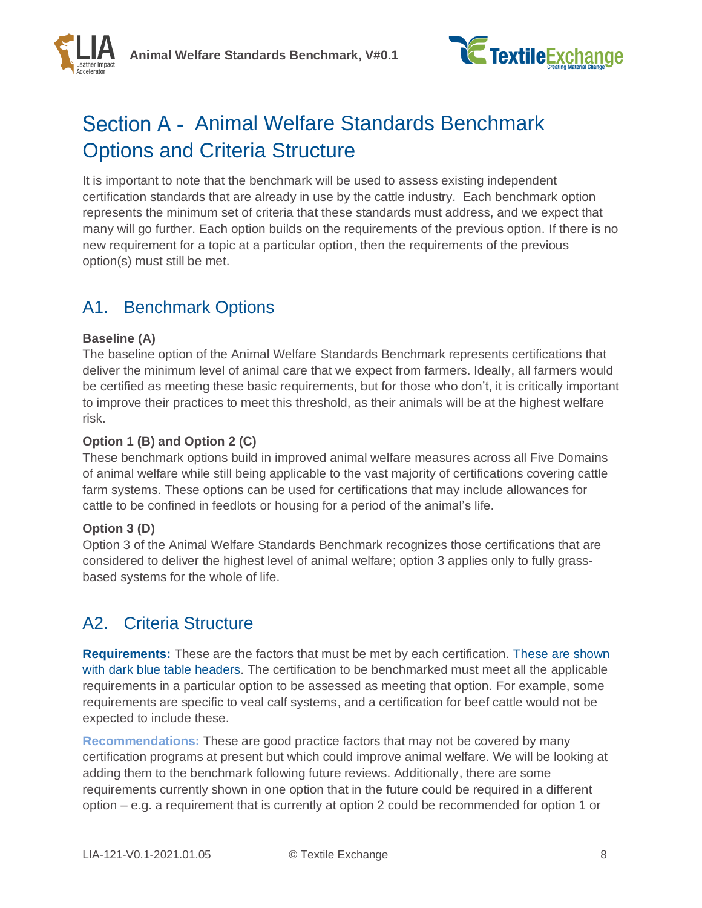# Section A - Animal Welfare Standards Benchmark Options and Criteria Structure

It is important to note that the benchmark will be used to assess existing independent certification standards that are already in use by the cattle industry. Each benchmark option represents the minimum set of criteria that these standards must address, and we expect that many will go further. Each option builds on the requirements of the previous option. If there is no new requirement for a topic at a particular option, then the requirements of the previous option(s) must still be met.

## A1. Benchmark Options

**Baseline (A)**

The baseline option of the Animal Welfare Standards Benchmark represents certifications that deliver the minimum level of animal care that we expect from farmers. Ideally, all farmers would be certified as meeting these basic requirements, but for those who don't, it is critically important to improve their practices to meet this threshold, as their animals will be at the highest welfare risk.

**Option 1 (B) and Option 2 (C)**

These benchmark options build in improved animal welfare measures across all Five Domains of animal welfare while still being applicable to the vast majority of certifications covering cattle farm systems. These options can be used for certifications that may include allowances for cattle to be confined in feedlots or housing for a period of the animal's life.

**Option 3 (D)**

Option 3 of the Animal Welfare Standards Benchmark recognizes those certifications that are considered to deliver the highest level of animal welfare; option 3 applies only to fully grass-based systems for the whole of life.

## A2. Criteria Structure

**Requirements:** These are the factors that must be met by each certification. These are shown with dark blue table headers. The certification to be benchmarked must meet all the applicable requirements in a particular option to be assessed as meeting that option. For example, some requirements are specific to veal calf systems, and a certification for beef cattle would not be expected to include these.

**Recommendations:** These are good practice factors that may not be covered by many certification programs at present but which could improve animal welfare. We will be looking at adding them to the benchmark following future reviews. Additionally, there are some requirements currently shown in one option that in the future could be required in a different option – e.g. a requirement that is currently at option 2 could be recommended for option 1 or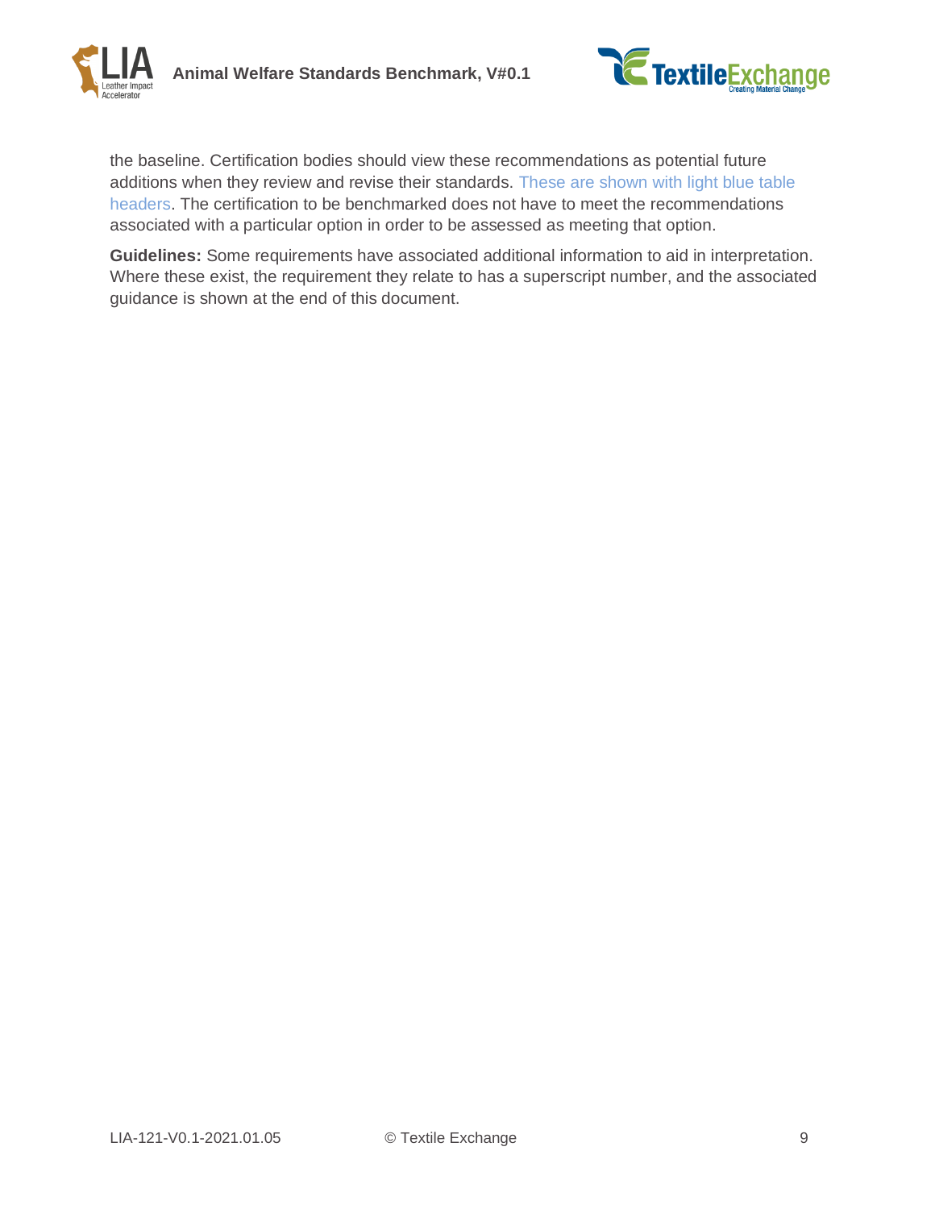the baseline. Certification bodies should view these recommendations as potential future additions when they review and revise their standards. These are shown with light blue table headers. The certification to be benchmarked does not have to meet the recommendations associated with a particular option in order to be assessed as meeting that option.

**Guidelines:** Some requirements have associated additional information to aid in interpretation. Where these exist, the requirement they relate to has a superscript number, and the associated guidance is shown at the end of this document.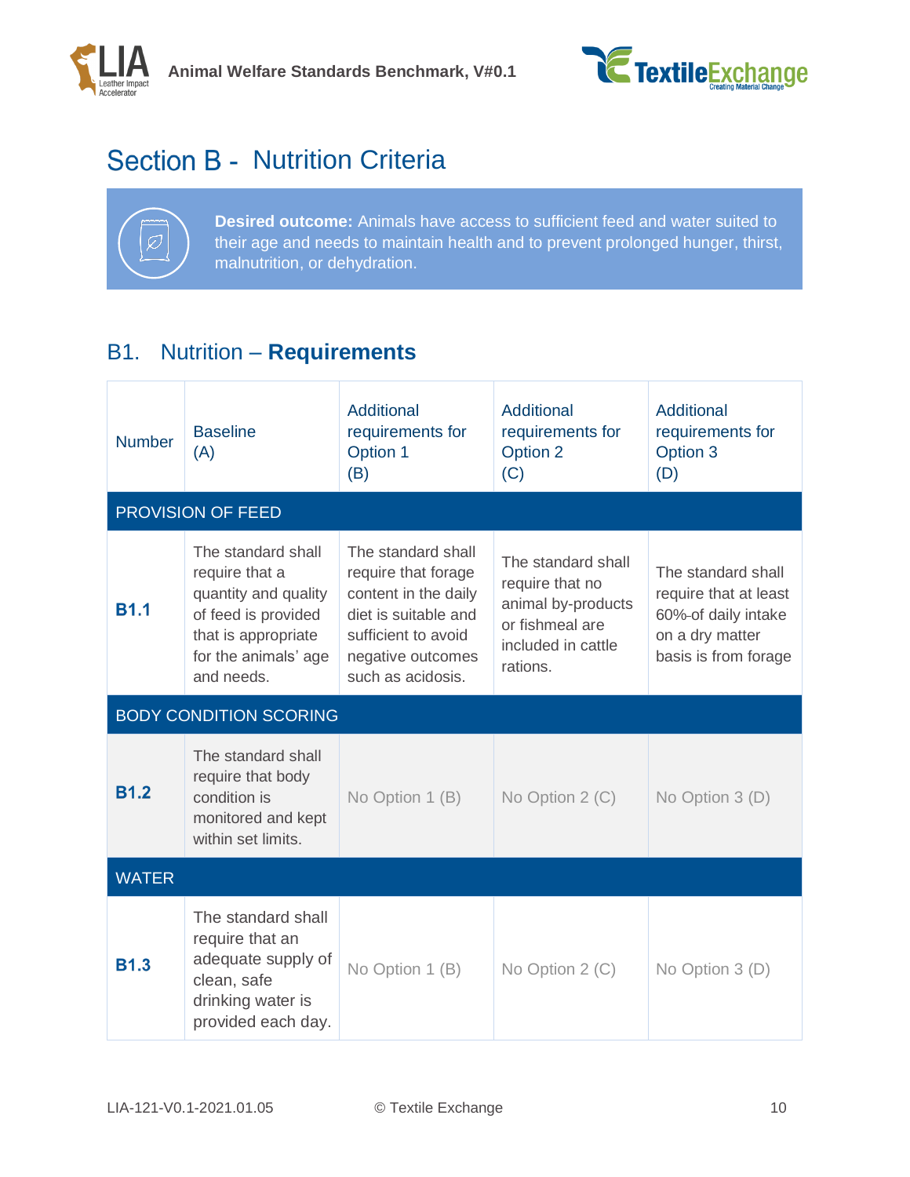# Section B - Nutrition Criteria

**Desired outcome:** Animals have access to sufficient feed and water suited to their age and needs to maintain health and to prevent prolonged hunger, thirst, malnutrition, or dehydration.

## B1. Nutrition – **Requirements**

| Number | Baseline (A) | Additional requirements for Option 1 (B) | Additional requirements for Option 2 (C) | Additional requirements for Option 3 (D) |
|---|---|---|---|---|
| PROVISION OF FEED | | | | |
| **B1.1** | The standard shall require that a quantity and quality of feed is provided that is appropriate for the animals' age and needs. | The standard shall require that forage content in the daily diet is suitable and sufficient to avoid negative outcomes such as acidosis. | The standard shall require that no animal by-products or fishmeal are included in cattle rations. | The standard shall require that at least 60%-of daily intake on a dry matter basis is from forage |
| BODY CONDITION SCORING | | | | |
| **B1.2** | The standard shall require that body condition is monitored and kept within set limits. | No Option 1 (B) | No Option 2 (C) | No Option 3 (D) |
| WATER | | | | |
| **B1.3** | The standard shall require that an adequate supply of clean, safe drinking water is provided each day. | No Option 1 (B) | No Option 2 (C) | No Option 3 (D) |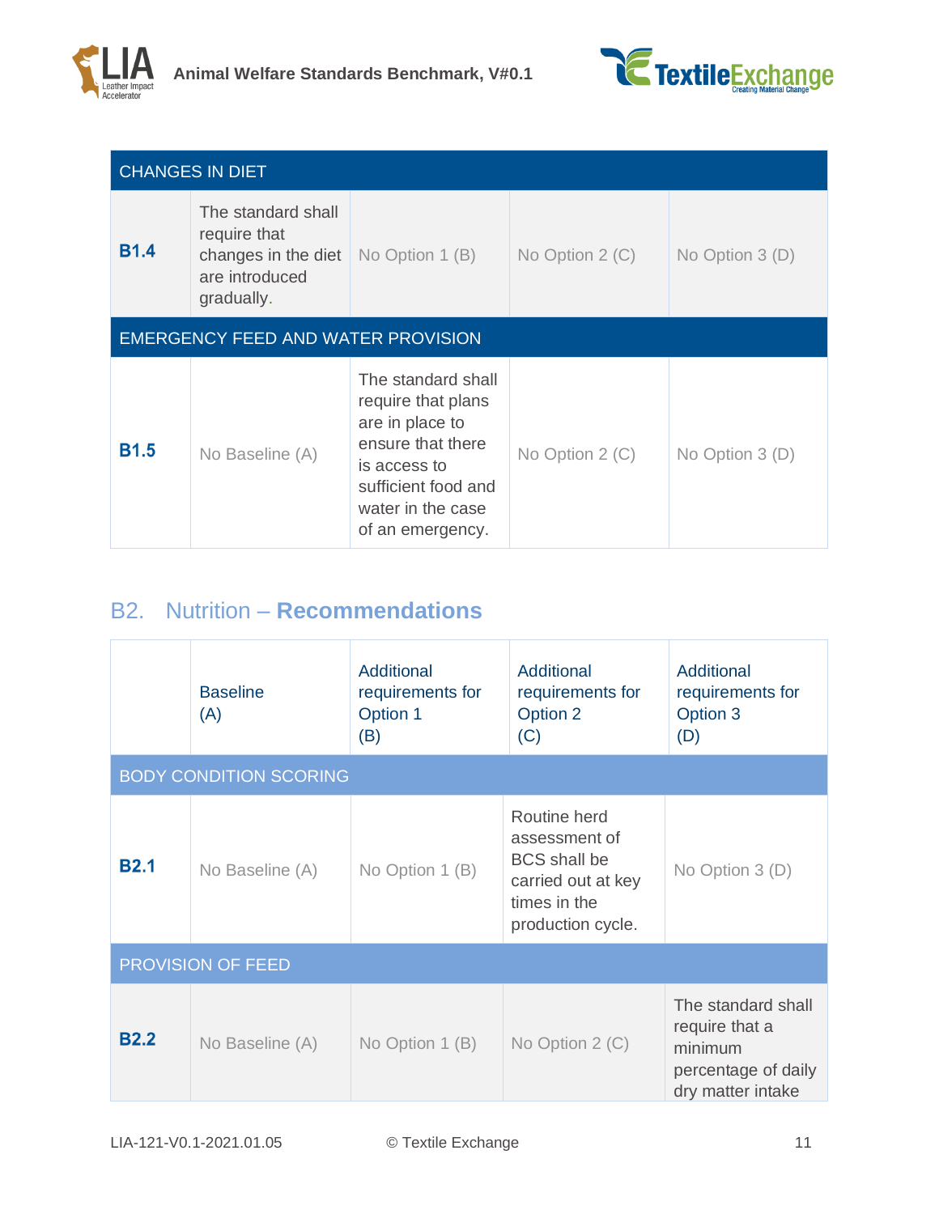| CHANGES IN DIET | | | | |
|---|---|---|---|---|
| **B1.4** | The standard shall require that changes in the diet are introduced gradually. | No Option 1 (B) | No Option 2 (C) | No Option 3 (D) |
| EMERGENCY FEED AND WATER PROVISION | | | | |
| **B1.5** | No Baseline (A) | The standard shall require that plans are in place to ensure that there is access to sufficient food and water in the case of an emergency. | No Option 2 (C) | No Option 3 (D) |

## B2. Nutrition – **Recommendations**

| | Baseline (A) | Additional requirements for Option 1 (B) | Additional requirements for Option 2 (C) | Additional requirements for Option 3 (D) |
|---|---|---|---|---|
| BODY CONDITION SCORING | | | | |
| **B2.1** | No Baseline (A) | No Option 1 (B) | Routine herd assessment of BCS shall be carried out at key times in the production cycle. | No Option 3 (D) |
| PROVISION OF FEED | | | | |
| **B2.2** | No Baseline (A) | No Option 1 (B) | No Option 2 (C) | The standard shall require that a minimum percentage of daily dry matter intake |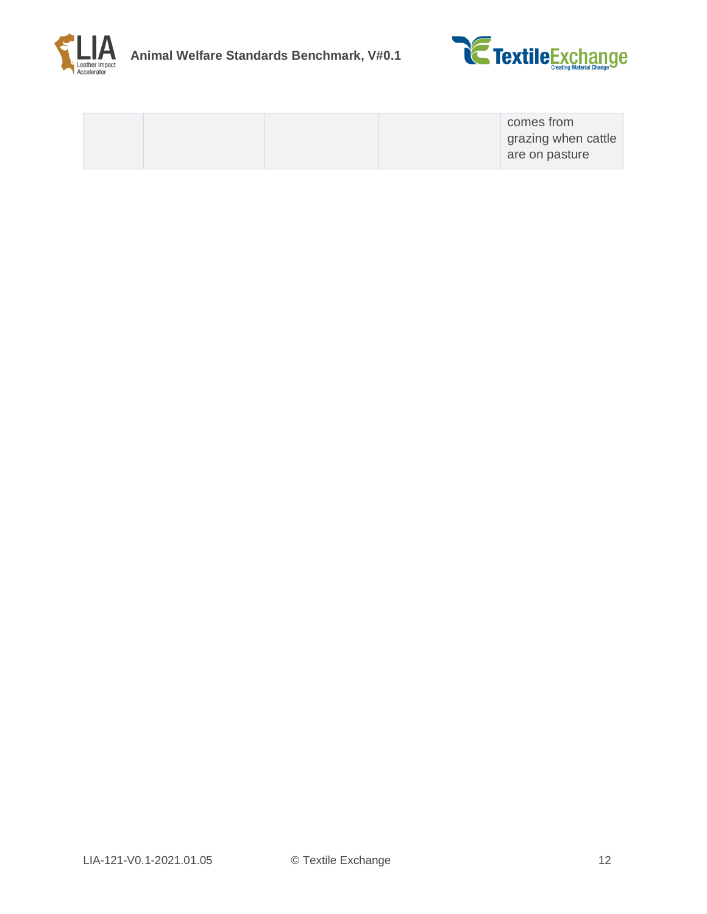| | | | | |
|---|---|---|---|---|
| | | | | comes from grazing when cattle are on pasture |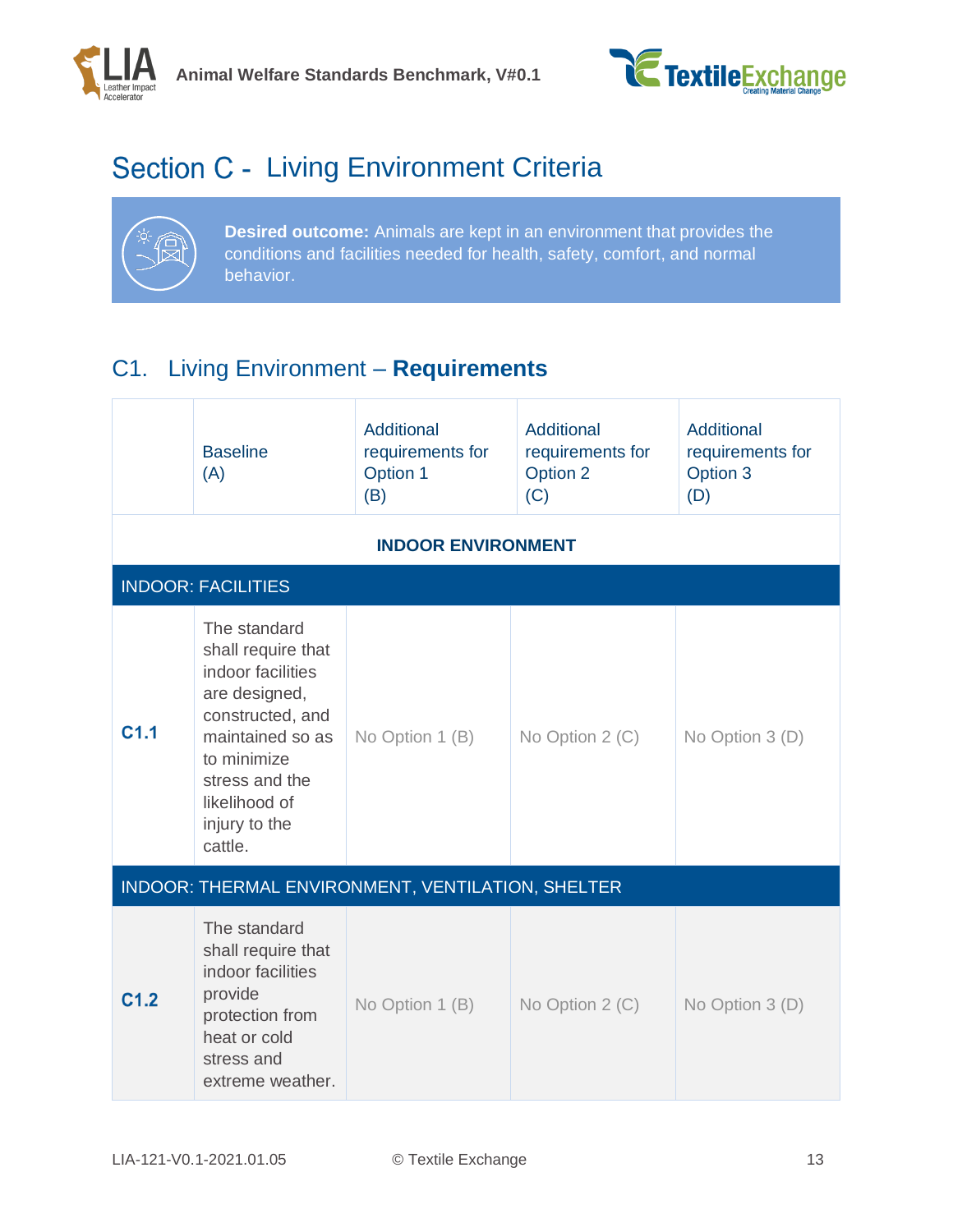# Section C - Living Environment Criteria

**Desired outcome:** Animals are kept in an environment that provides the conditions and facilities needed for health, safety, comfort, and normal behavior.

## C1. Living Environment – **Requirements**

| | Baseline (A) | Additional requirements for Option 1 (B) | Additional requirements for Option 2 (C) | Additional requirements for Option 3 (D) |
|---|---|---|---|---|
| **INDOOR ENVIRONMENT** | | | | |
| **INDOOR: FACILITIES** | | | | |
| **C1.1** | The standard shall require that indoor facilities are designed, constructed, and maintained so as to minimize stress and the likelihood of injury to the cattle. | No Option 1 (B) | No Option 2 (C) | No Option 3 (D) |
| **INDOOR: THERMAL ENVIRONMENT, VENTILATION, SHELTER** | | | | |
| **C1.2** | The standard shall require that indoor facilities provide protection from heat or cold stress and extreme weather. | No Option 1 (B) | No Option 2 (C) | No Option 3 (D) |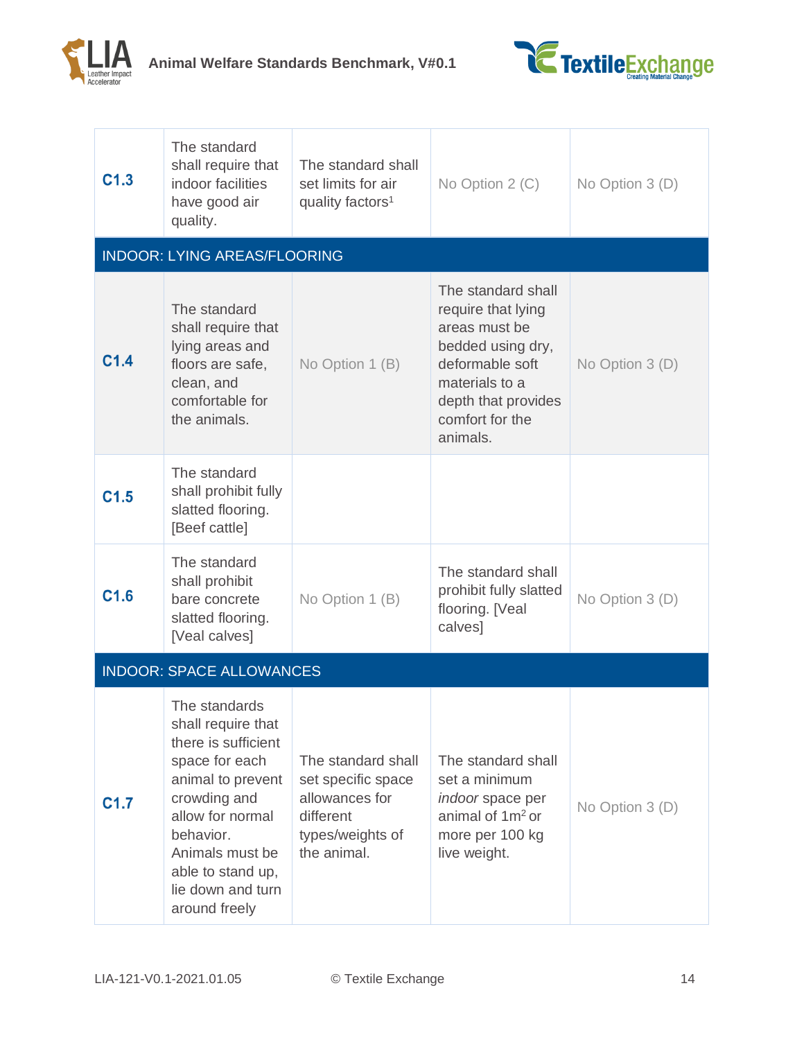| | | | | |
|---|---|---|---|---|
| **C1.3** | The standard shall require that indoor facilities have good air quality. | The standard shall set limits for air quality factors[1] | No Option 2 (C) | No Option 3 (D) |
| INDOOR: LYING AREAS/FLOORING | | | | |
| **C1.4** | The standard shall require that lying areas and floors are safe, clean, and comfortable for the animals. | No Option 1 (B) | The standard shall require that lying areas must be bedded using dry, deformable soft materials to a depth that provides comfort for the animals. | No Option 3 (D) |
| **C1.5** | The standard shall prohibit fully slatted flooring. [Beef cattle] | | | |
| **C1.6** | The standard shall prohibit bare concrete slatted flooring. [Veal calves] | No Option 1 (B) | The standard shall prohibit fully slatted flooring. [Veal calves] | No Option 3 (D) |
| INDOOR: SPACE ALLOWANCES | | | | |
| **C1.7** | The standards shall require that there is sufficient space for each animal to prevent crowding and allow for normal behavior. Animals must be able to stand up, lie down and turn around freely | The standard shall set specific space allowances for different types/weights of the animal. | The standard shall set a minimum *indoor* space per animal of $1m^2$ or more per 100 kg live weight. | No Option 3 (D) |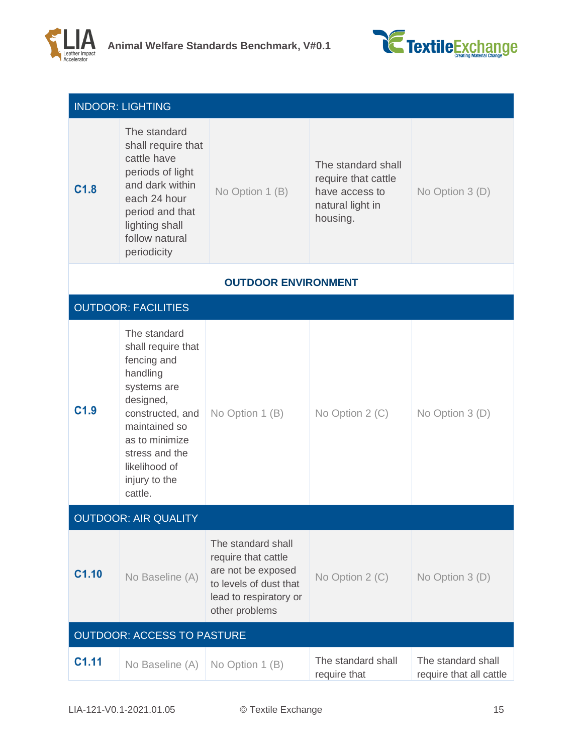| INDOOR: LIGHTING | | | | |
|---|---|---|---|---|
| **C1.8** | The standard shall require that cattle have periods of light and dark within each 24 hour period and that lighting shall follow natural periodicity | No Option 1 (B) | The standard shall require that cattle have access to natural light in housing. | No Option 3 (D) |
| **OUTDOOR ENVIRONMENT** | | | | |
| OUTDOOR: FACILITIES | | | | |
| **C1.9** | The standard shall require that fencing and handling systems are designed, constructed, and maintained so as to minimize stress and the likelihood of injury to the cattle. | No Option 1 (B) | No Option 2 (C) | No Option 3 (D) |
| OUTDOOR: AIR QUALITY | | | | |
| **C1.10** | No Baseline (A) | The standard shall require that cattle are not be exposed to levels of dust that lead to respiratory or other problems | No Option 2 (C) | No Option 3 (D) |
| OUTDOOR: ACCESS TO PASTURE | | | | |
| **C1.11** | No Baseline (A) | No Option 1 (B) | The standard shall require that | The standard shall require that all cattle |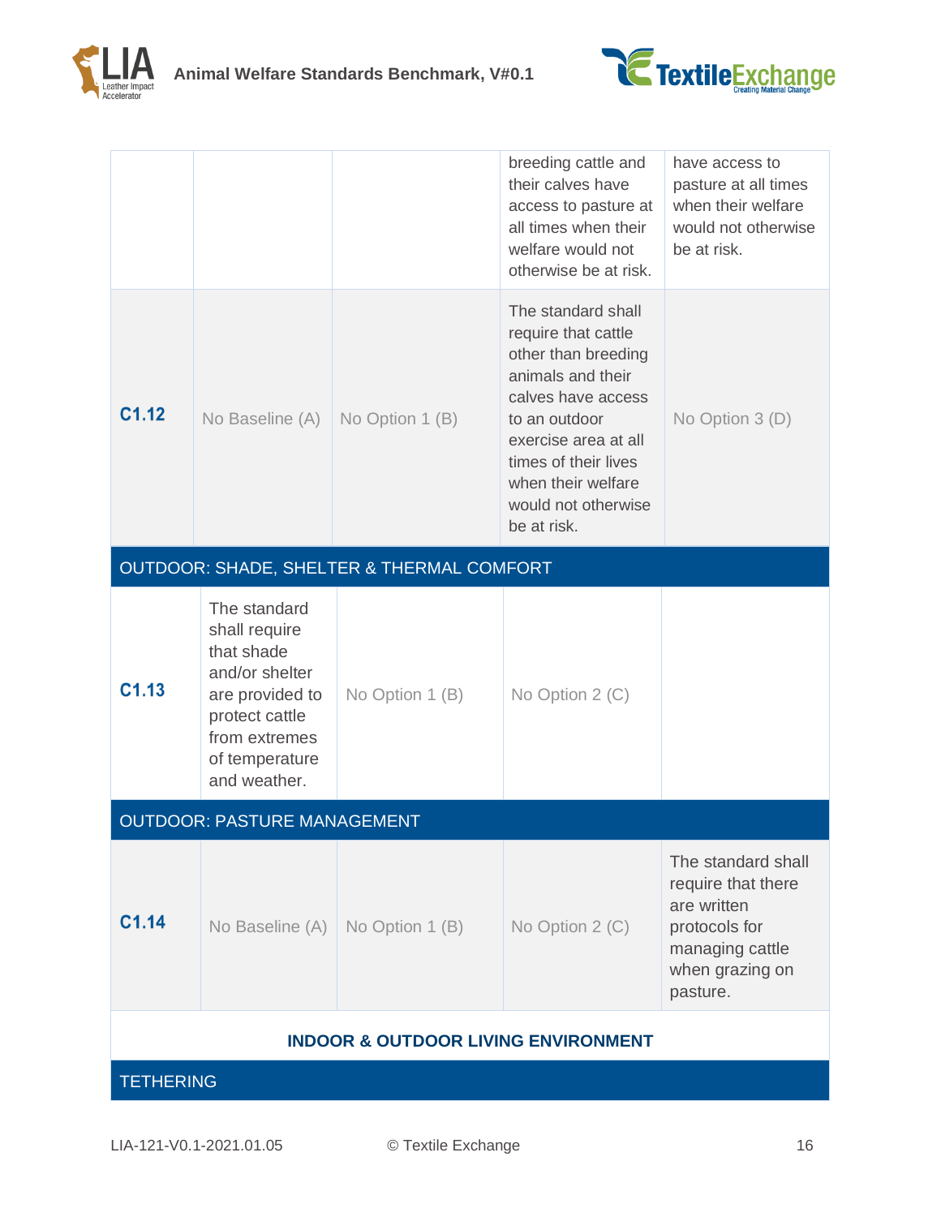| | | | | |
|---|---|---|---|---|
| | | | breeding cattle and their calves have access to pasture at all times when their welfare would not otherwise be at risk. | have access to pasture at all times when their welfare would not otherwise be at risk. |
| **C1.12** | No Baseline (A) | No Option 1 (B) | The standard shall require that cattle other than breeding animals and their calves have access to an outdoor exercise area at all times of their lives when their welfare would not otherwise be at risk. | No Option 3 (D) |
| OUTDOOR: SHADE, SHELTER & THERMAL COMFORT | | | | |
| **C1.13** | The standard shall require that shade and/or shelter are provided to protect cattle from extremes of temperature and weather. | No Option 1 (B) | No Option 2 (C) | |
| OUTDOOR: PASTURE MANAGEMENT | | | | |
| **C1.14** | No Baseline (A) | No Option 1 (B) | No Option 2 (C) | The standard shall require that there are written protocols for managing cattle when grazing on pasture. |
| **INDOOR & OUTDOOR LIVING ENVIRONMENT** | | | | |
| TETHERING | | | | |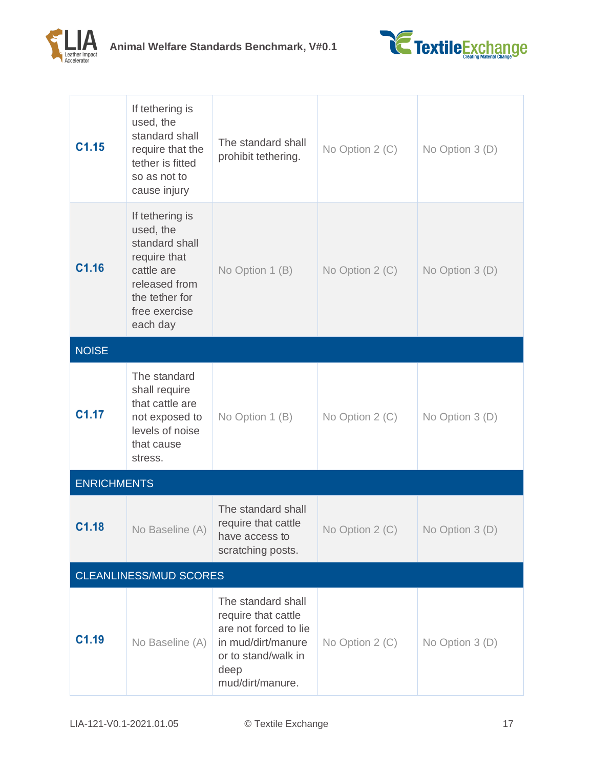| | | | | |
|---|---|---|---|---|
| **C1.15** | If tethering is used, the standard shall require that the tether is fitted so as not to cause injury | The standard shall prohibit tethering. | No Option 2 (C) | No Option 3 (D) |
| **C1.16** | If tethering is used, the standard shall require that cattle are released from the tether for free exercise each day | No Option 1 (B) | No Option 2 (C) | No Option 3 (D) |
| NOISE | | | | |
| **C1.17** | The standard shall require that cattle are not exposed to levels of noise that cause stress. | No Option 1 (B) | No Option 2 (C) | No Option 3 (D) |
| ENRICHMENTS | | | | |
| **C1.18** | No Baseline (A) | The standard shall require that cattle have access to scratching posts. | No Option 2 (C) | No Option 3 (D) |
| CLEANLINESS/MUD SCORES | | | | |
| **C1.19** | No Baseline (A) | The standard shall require that cattle are not forced to lie in mud/dirt/manure or to stand/walk in deep mud/dirt/manure. | No Option 2 (C) | No Option 3 (D) |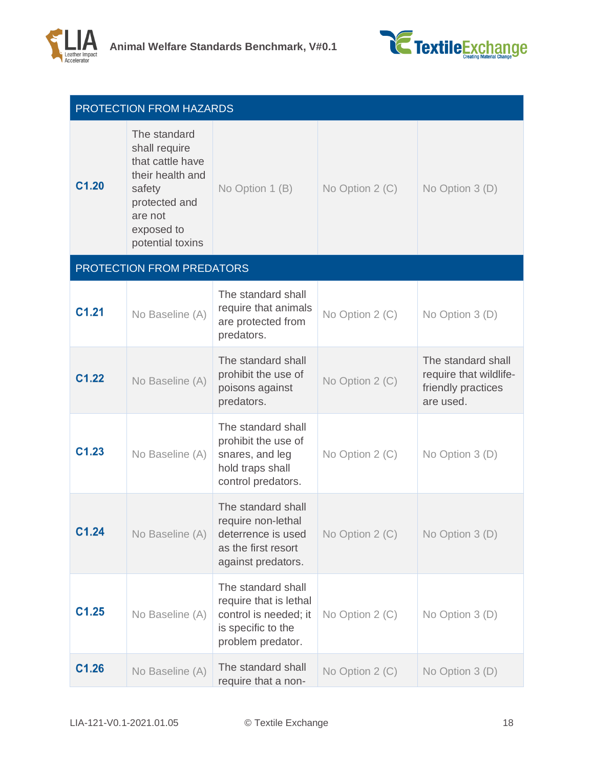| PROTECTION FROM HAZARDS | | | | |
|---|---|---|---|---|
| **C1.20** | The standard shall require that cattle have their health and safety protected and are not exposed to potential toxins | No Option 1 (B) | No Option 2 (C) | No Option 3 (D) |
| **PROTECTION FROM PREDATORS** | | | | |
| **C1.21** | No Baseline (A) | The standard shall require that animals are protected from predators. | No Option 2 (C) | No Option 3 (D) |
| **C1.22** | No Baseline (A) | The standard shall prohibit the use of poisons against predators. | No Option 2 (C) | The standard shall require that wildlife-friendly practices are used. |
| **C1.23** | No Baseline (A) | The standard shall prohibit the use of snares, and leg hold traps shall control predators. | No Option 2 (C) | No Option 3 (D) |
| **C1.24** | No Baseline (A) | The standard shall require non-lethal deterrence is used as the first resort against predators. | No Option 2 (C) | No Option 3 (D) |
| **C1.25** | No Baseline (A) | The standard shall require that is lethal control is needed; it is specific to the problem predator. | No Option 2 (C) | No Option 3 (D) |
| **C1.26** | No Baseline (A) | The standard shall require that a non- | No Option 2 (C) | No Option 3 (D) |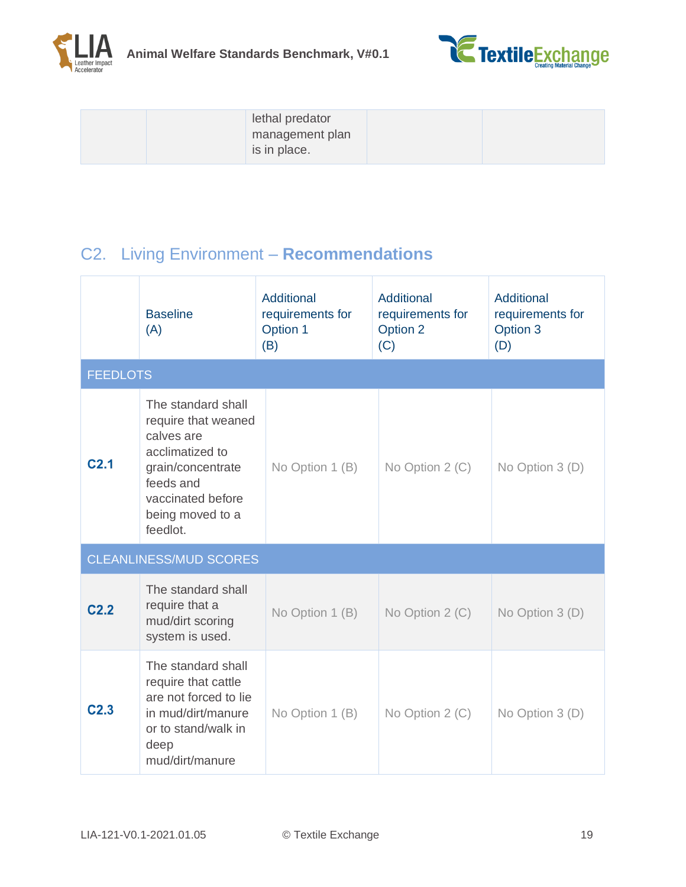| | | lethal predator management plan is in place. | | |
|---|---|---|---|---|

## C2. Living Environment – **Recommendations**

| | Baseline (A) | Additional requirements for Option 1 (B) | Additional requirements for Option 2 (C) | Additional requirements for Option 3 (D) |
|---|---|---|---|---|
| FEEDLOTS | | | | |
| **C2.1** | The standard shall require that weaned calves are acclimatized to grain/concentrate feeds and vaccinated before being moved to a feedlot. | No Option 1 (B) | No Option 2 (C) | No Option 3 (D) |
| CLEANLINESS/MUD SCORES | | | | |
| **C2.2** | The standard shall require that a mud/dirt scoring system is used. | No Option 1 (B) | No Option 2 (C) | No Option 3 (D) |
| **C2.3** | The standard shall require that cattle are not forced to lie in mud/dirt/manure or to stand/walk in deep mud/dirt/manure | No Option 1 (B) | No Option 2 (C) | No Option 3 (D) |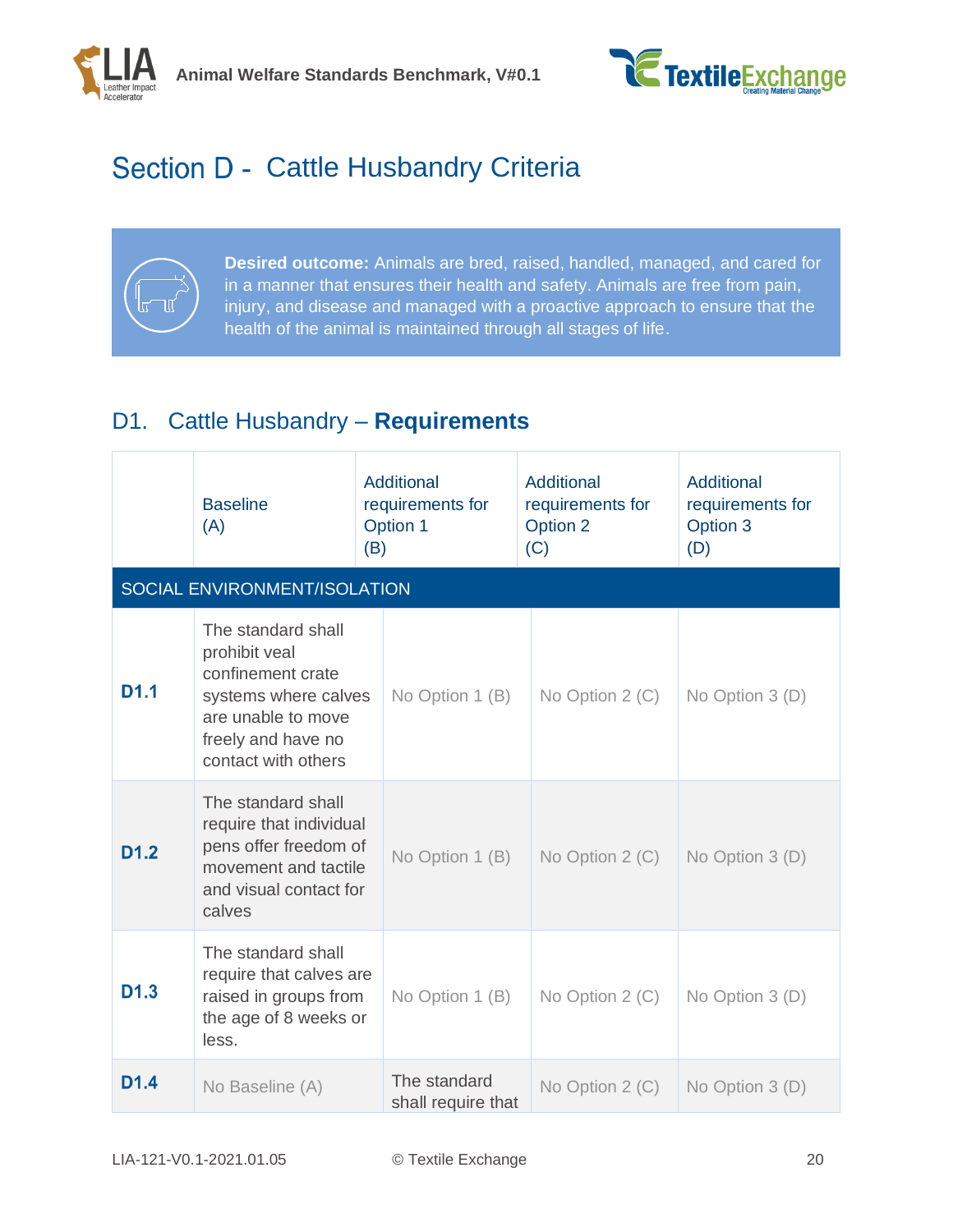# Section D - Cattle Hussbandry Criteria

**Desired outcome:** Animals are bred, raised, handled, managed, and cared for in a manner that ensures their health and safety. Animals are free from pain, injury, and disease and managed with a proactive approach to ensure that the health of the animal is maintained through all stages of life.

## D1. Cattle Husbandry – **Requirements**

| | Baseline (A) | Additional requirements for Option 1 (B) | Additional requirements for Option 2 (C) | Additional requirements for Option 3 (D) |
|---|---|---|---|---|
| **SOCIAL ENVIRONMENT/ISOLATION** | | | | |
| **D1.1** | The standard shall prohibit veal confinement crate systems where calves are unable to move freely and have no contact with others | No Option 1 (B) | No Option 2 (C) | No Option 3 (D) |
| **D1.2** | The standard shall require that individual pens offer freedom of movement and tactile and visual contact for calves | No Option 1 (B) | No Option 2 (C) | No Option 3 (D) |
| **D1.3** | The standard shall require that calves are raised in groups from the age of 8 weeks or less. | No Option 1 (B) | No Option 2 (C) | No Option 3 (D) |
| **D1.4** | No Baseline (A) | The standard shall require that | No Option 2 (C) | No Option 3 (D) |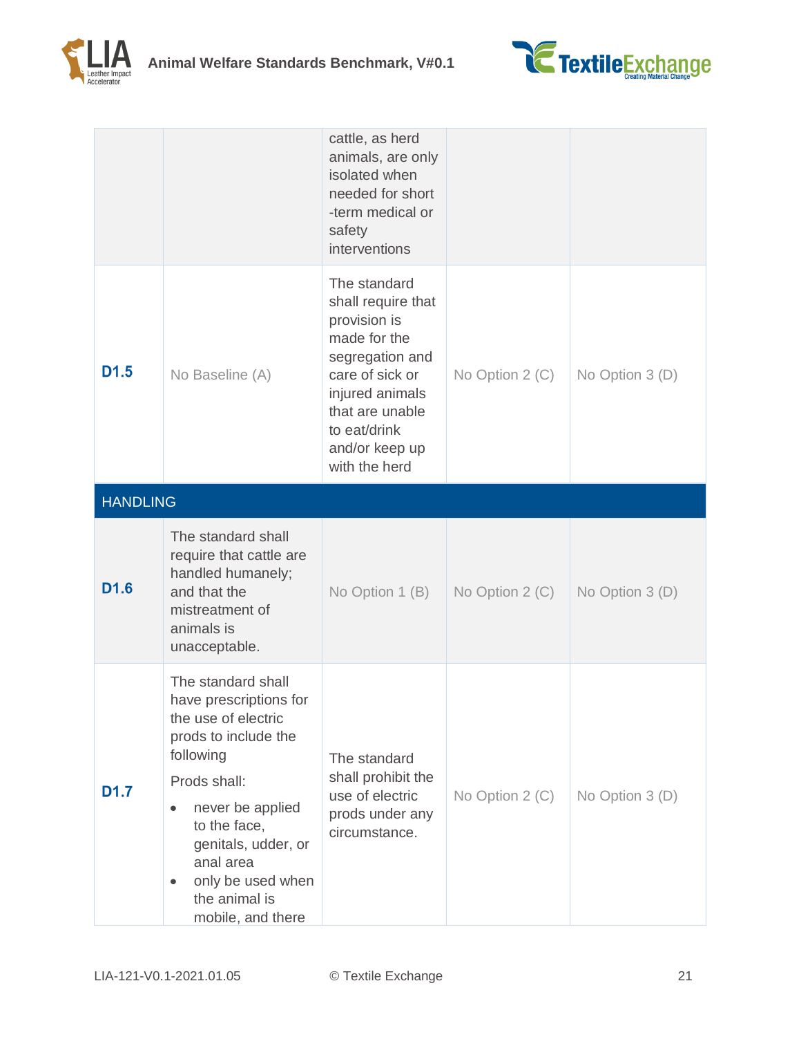| | | | | |
|---|---|---|---|---|
| | | cattle, as herd animals, are only isolated when needed for short -term medical or safety interventions | | |
| **D1.5** | No Baseline (A) | The standard shall require that provision is made for the segregation and care of sick or injured animals that are unable to eat/drink and/or keep up with the herd | No Option 2 (C) | No Option 3 (D) |
| HANDLING | | | | |
| **D1.6** | The standard shall require that cattle are handled humanely; and that the mistreatment of animals is unacceptable. | No Option 1 (B) | No Option 2 (C) | No Option 3 (D) |
| **D1.7** | The standard shall have prescriptions for the use of electric prods to include the following<br><br>Prods shall:<br><br>• never be applied to the face, genitals, udder, or anal area<br>• only be used when the animal is mobile, and there | The standard shall prohibit the use of electric prods under any circumstance. | No Option 2 (C) | No Option 3 (D) |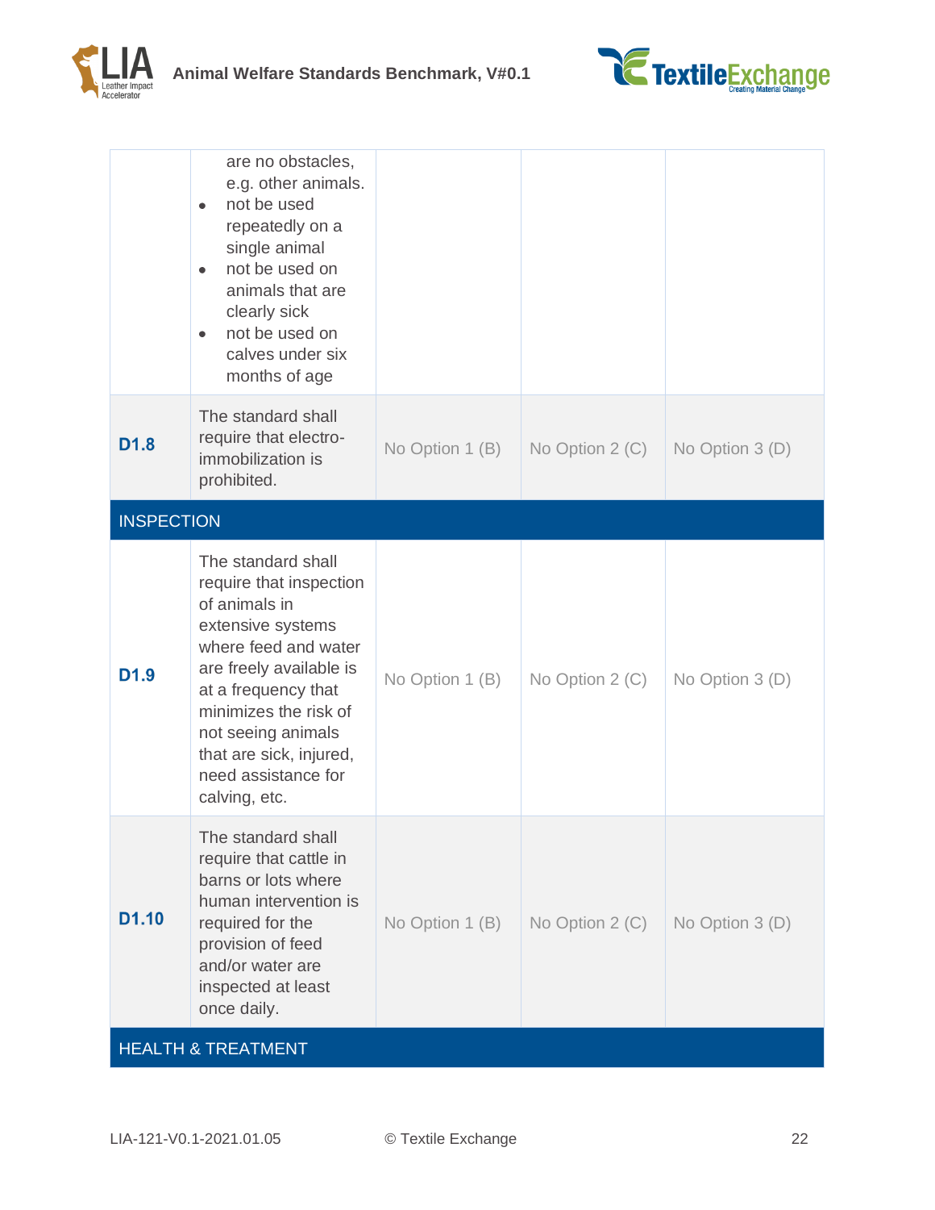| | | | | |
|---|---|---|---|---|
| | are no obstacles, e.g. other animals.<br>• not be used repeatedly on a single animal<br>• not be used on animals that are clearly sick<br>• not be used on calves under six months of age | | | |
| **D1.8** | The standard shall require that electro-immobilization is prohibited. | No Option 1 (B) | No Option 2 (C) | No Option 3 (D) |
| INSPECTION | | | | |
| **D1.9** | The standard shall require that inspection of animals in extensive systems where feed and water are freely available is at a frequency that minimizes the risk of not seeing animals that are sick, injured, need assistance for calving, etc. | No Option 1 (B) | No Option 2 (C) | No Option 3 (D) |
| **D1.10** | The standard shall require that cattle in barns or lots where human intervention is required for the provision of feed and/or water are inspected at least once daily. | No Option 1 (B) | No Option 2 (C) | No Option 3 (D) |
| HEALTH & TREATMENT | | | | |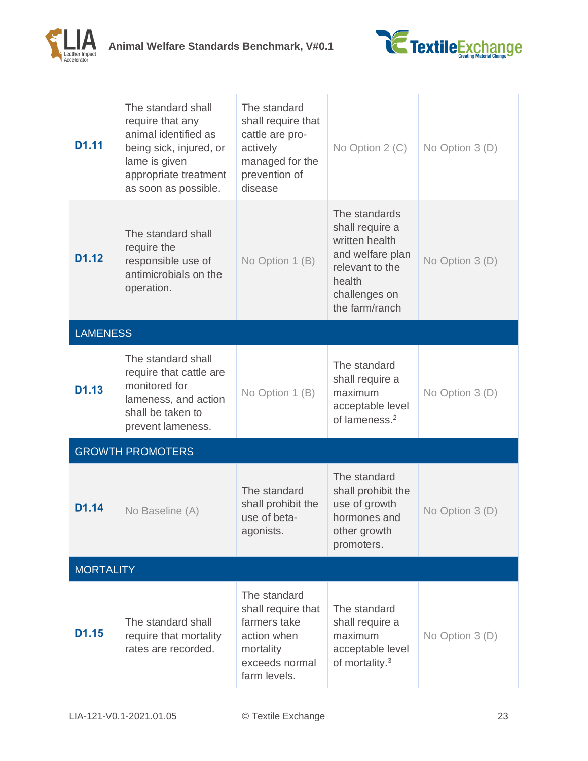| | | | | |
|---|---|---|---|---|
| **D1.11** | The standard shall require that any animal identified as being sick, injured, or lame is given appropriate treatment as soon as possible. | The standard shall require that cattle are pro-actively managed for the prevention of disease | No Option 2 (C) | No Option 3 (D) |
| **D1.12** | The standard shall require the responsible use of antimicrobials on the operation. | No Option 1 (B) | The standards shall require a written health and welfare plan relevant to the health challenges on the farm/ranch | No Option 3 (D) |
| **LAMENESS** | | | | |
| **D1.13** | The standard shall require that cattle are monitored for lameness, and action shall be taken to prevent lameness. | No Option 1 (B) | The standard shall require a maximum acceptable level of lameness.[2] | No Option 3 (D) |
| **GROWTH PROMOTERS** | | | | |
| **D1.14** | No Baseline (A) | The standard shall prohibit the use of beta-agonists. | The standard shall prohibit the use of growth hormones and other growth promoters. | No Option 3 (D) |
| **MORTALITY** | | | | |
| **D1.15** | The standard shall require that mortality rates are recorded. | The standard shall require that farmers take action when mortality exceeds normal farm levels. | The standard shall require a maximum acceptable level of mortality.[3] | No Option 3 (D) |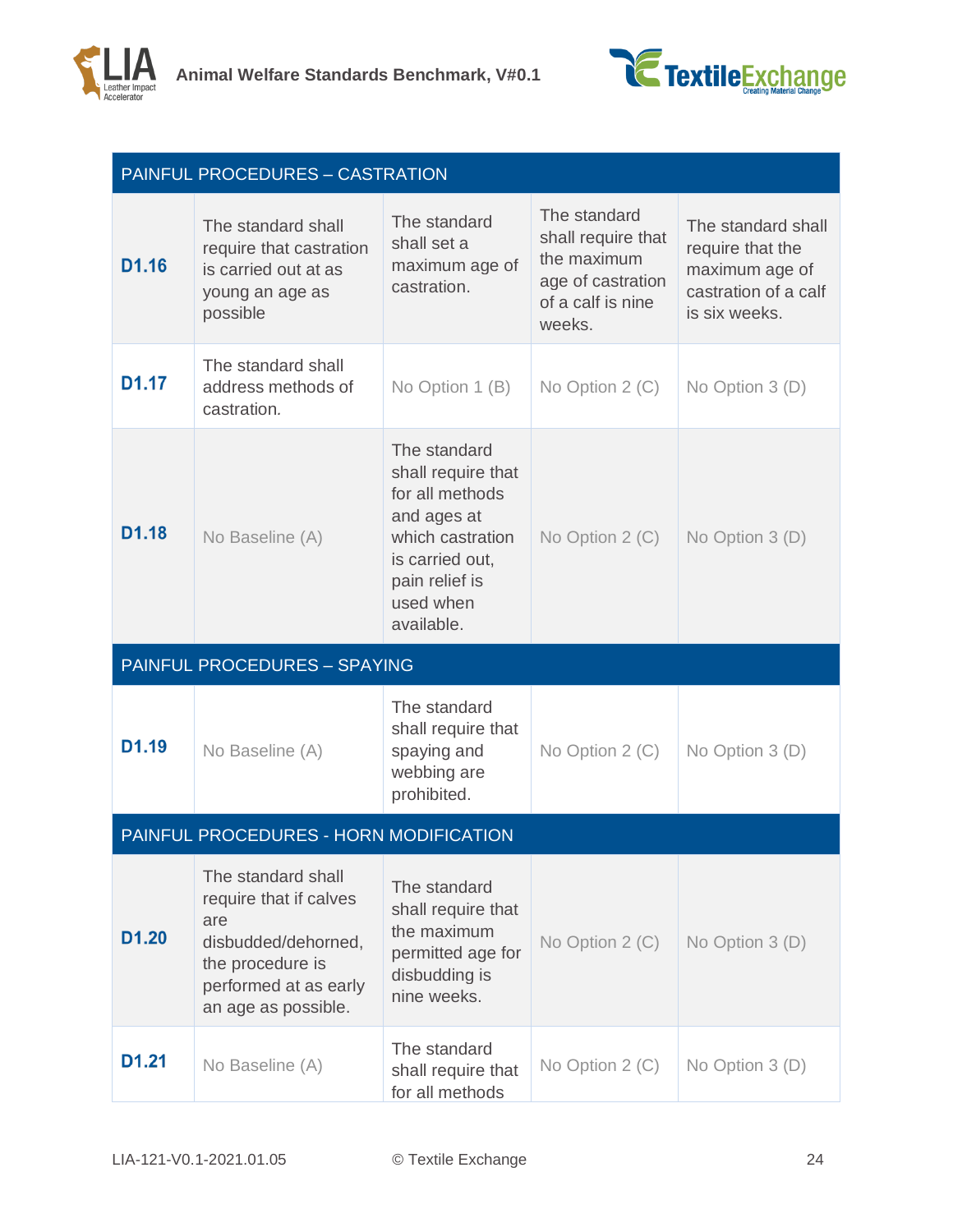| PAINFUL PROCEDURES – CASTRATION | | | | |
|---|---|---|---|---|
| **D1.16** | The standard shall require that castration is carried out at as young an age as possible | The standard shall set a maximum age of castration. | The standard shall require that the maximum age of castration of a calf is nine weeks. | The standard shall require that the maximum age of castration of a calf is six weeks. |
| **D1.17** | The standard shall address methods of castration. | No Option 1 (B) | No Option 2 (C) | No Option 3 (D) |
| **D1.18** | No Baseline (A) | The standard shall require that for all methods and ages at which castration is carried out, pain relief is used when available. | No Option 2 (C) | No Option 3 (D) |
| **PAINFUL PROCEDURES – SPAYING** | | | | |
| **D1.19** | No Baseline (A) | The standard shall require that spaying and webbing are prohibited. | No Option 2 (C) | No Option 3 (D) |
| **PAINFUL PROCEDURES - HORN MODIFICATION** | | | | |
| **D1.20** | The standard shall require that if calves are disbudded/dehorned, the procedure is performed at as early an age as possible. | The standard shall require that the maximum permitted age for disbudding is nine weeks. | No Option 2 (C) | No Option 3 (D) |
| **D1.21** | No Baseline (A) | The standard shall require that for all methods | No Option 2 (C) | No Option 3 (D) |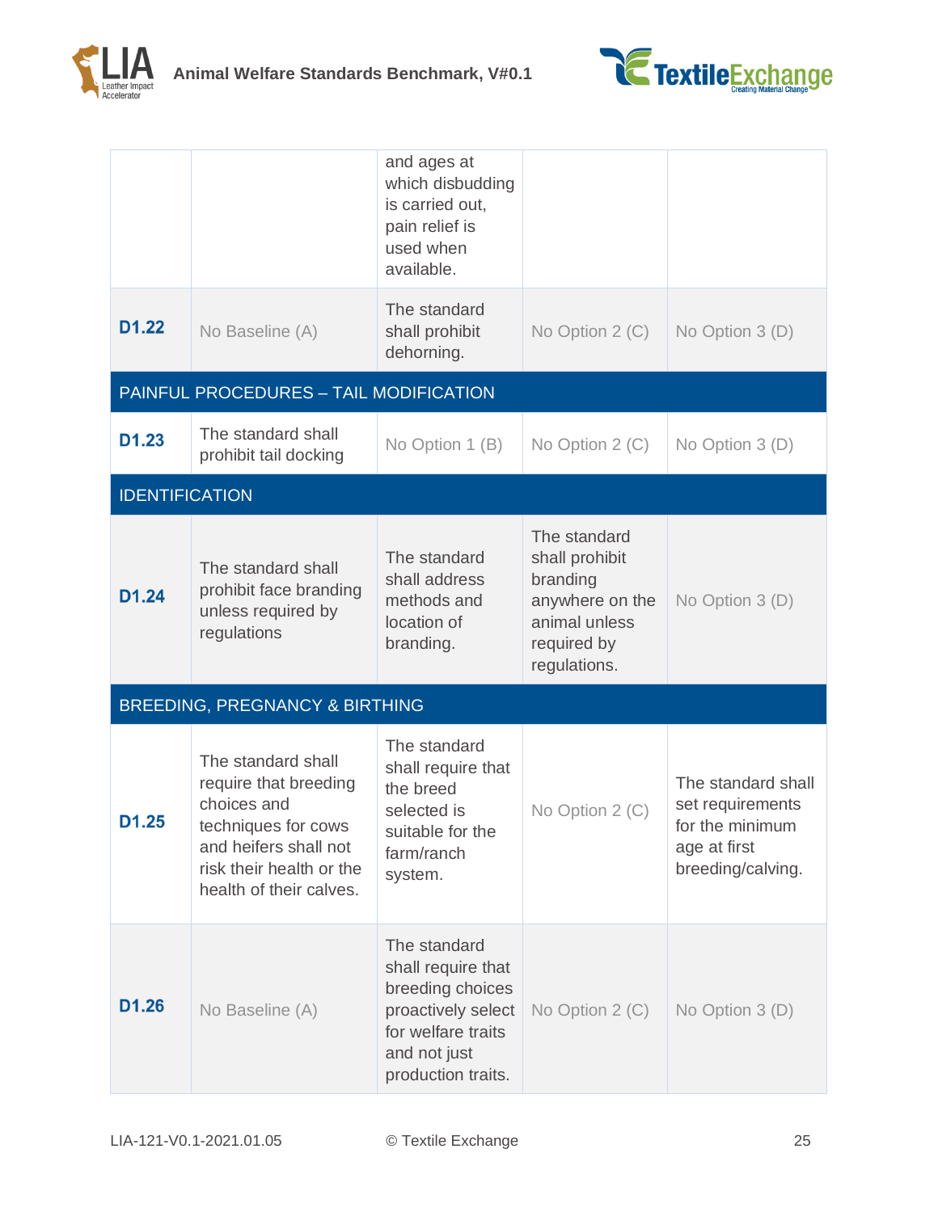| | | | | |
|---|---|---|---|---|
| | | and ages at which disbudding is carried out, pain relief is used when available. | | |
| **D1.22** | No Baseline (A) | The standard shall prohibit dehorning. | No Option 2 (C) | No Option 3 (D) |
| PAINFUL PROCEDURES – TAIL MODIFICATION | | | | |
| **D1.23** | The standard shall prohibit tail docking | No Option 1 (B) | No Option 2 (C) | No Option 3 (D) |
| IDENTIFICATION | | | | |
| **D1.24** | The standard shall prohibit face branding unless required by regulations | The standard shall address methods and location of branding. | The standard shall prohibit branding anywhere on the animal unless required by regulations. | No Option 3 (D) |
| BREEDING, PREGNANCY & BIRTHING | | | | |
| **D1.25** | The standard shall require that breeding choices and techniques for cows and heifers shall not risk their health or the health of their calves. | The standard shall require that the breed selected is suitable for the farm/ranch system. | No Option 2 (C) | The standard shall set requirements for the minimum age at first breeding/calving. |
| **D1.26** | No Baseline (A) | The standard shall require that breeding choices proactively select for welfare traits and not just production traits. | No Option 2 (C) | No Option 3 (D) |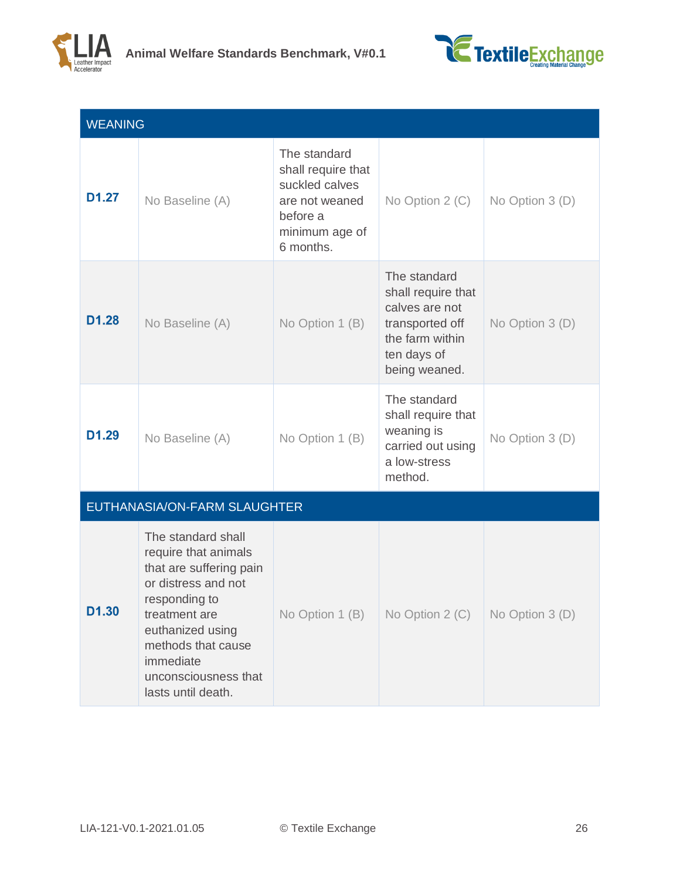| WEANING | | | | |
|---|---|---|---|---|
| **D1.27** | No Baseline (A) | The standard shall require that suckled calves are not weaned before a minimum age of 6 months. | No Option 2 (C) | No Option 3 (D) |
| **D1.28** | No Baseline (A) | No Option 1 (B) | The standard shall require that calves are not transported off the farm within ten days of being weaned. | No Option 3 (D) |
| **D1.29** | No Baseline (A) | No Option 1 (B) | The standard shall require that weaning is carried out using a low-stress method. | No Option 3 (D) |
| **EUTHANASIA/ON-FARM SLAUGHTER** | | | | |
| **D1.30** | The standard shall require that animals that are suffering pain or distress and not responding to treatment are euthanized using methods that cause immediate unconsciousness that lasts until death. | No Option 1 (B) | No Option 2 (C) | No Option 3 (D) |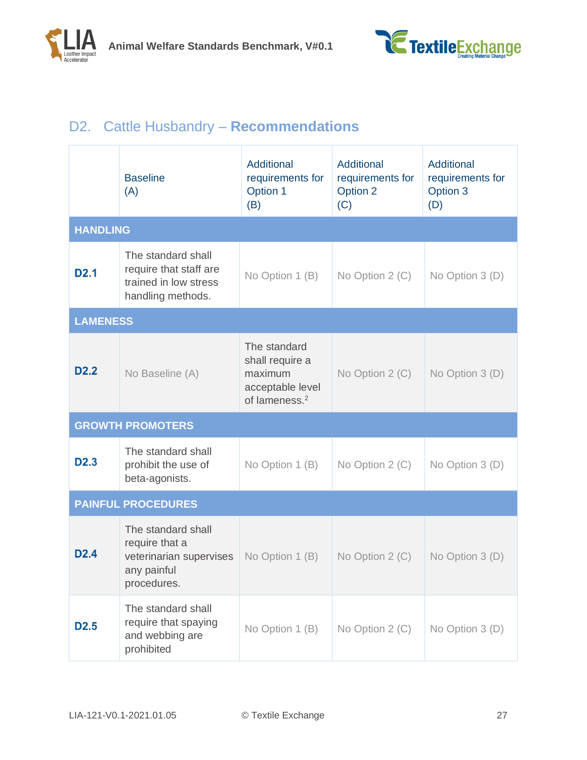## D2. Cattle Husbandry – **Recommendations**

| | Baseline (A) | Additional requirements for Option 1 (B) | Additional requirements for Option 2 (C) | Additional requirements for Option 3 (D) |
|---|---|---|---|---|
| **HANDLING** | | | | |
| **D2.1** | The standard shall require that staff are trained in low stress handling methods. | No Option 1 (B) | No Option 2 (C) | No Option 3 (D) |
| **LAMENESS** | | | | |
| **D2.2** | No Baseline (A) | The standard shall require a maximum acceptable level of lameness.[2] | No Option 2 (C) | No Option 3 (D) |
| **GROWTH PROMOTERS** | | | | |
| **D2.3** | The standard shall prohibit the use of beta-agonists. | No Option 1 (B) | No Option 2 (C) | No Option 3 (D) |
| **PAINFUL PROCEDURES** | | | | |
| **D2.4** | The standard shall require that a veterinarian supervises any painful procedures. | No Option 1 (B) | No Option 2 (C) | No Option 3 (D) |
| **D2.5** | The standard shall require that spaying and webbing are prohibited | No Option 1 (B) | No Option 2 (C) | No Option 3 (D) |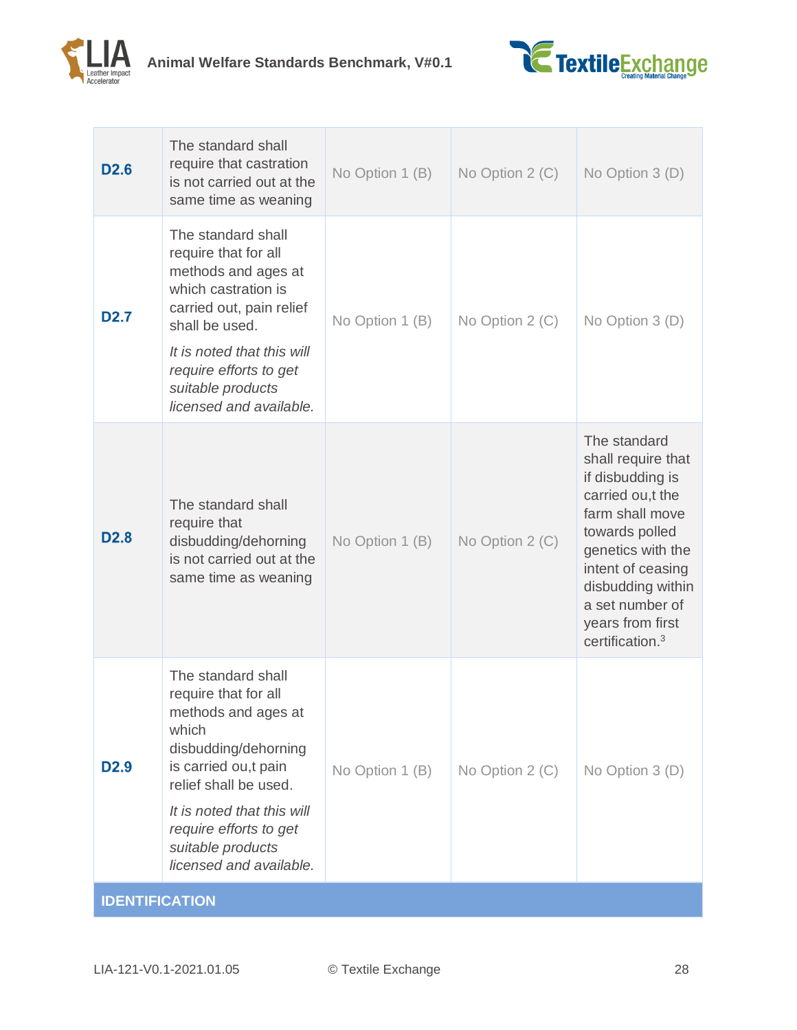| | | | | |
|---|---|---|---|---|
| **D2.6** | The standard shall require that castration is not carried out at the same time as weaning | No Option 1 (B) | No Option 2 (C) | No Option 3 (D) |
| **D2.7** | The standard shall require that for all methods and ages at which castration is carried out, pain relief shall be used. *It is noted that this will require efforts to get suitable products licensed and available.* | No Option 1 (B) | No Option 2 (C) | No Option 3 (D) |
| **D2.8** | The standard shall require that disbudding/dehorning is not carried out at the same time as weaning | No Option 1 (B) | No Option 2 (C) | The standard shall require that if disbudding is carried ou,t the farm shall move towards polled genetics with the intent of ceasing disbudding within a set number of years from first certification.[3] |
| **D2.9** | The standard shall require that for all methods and ages at which disbudding/dehorning is carried ou,t pain relief shall be used. *It is noted that this will require efforts to get suitable products licensed and available.* | No Option 1 (B) | No Option 2 (C) | No Option 3 (D) |
| **IDENTIFICATION** | | | | |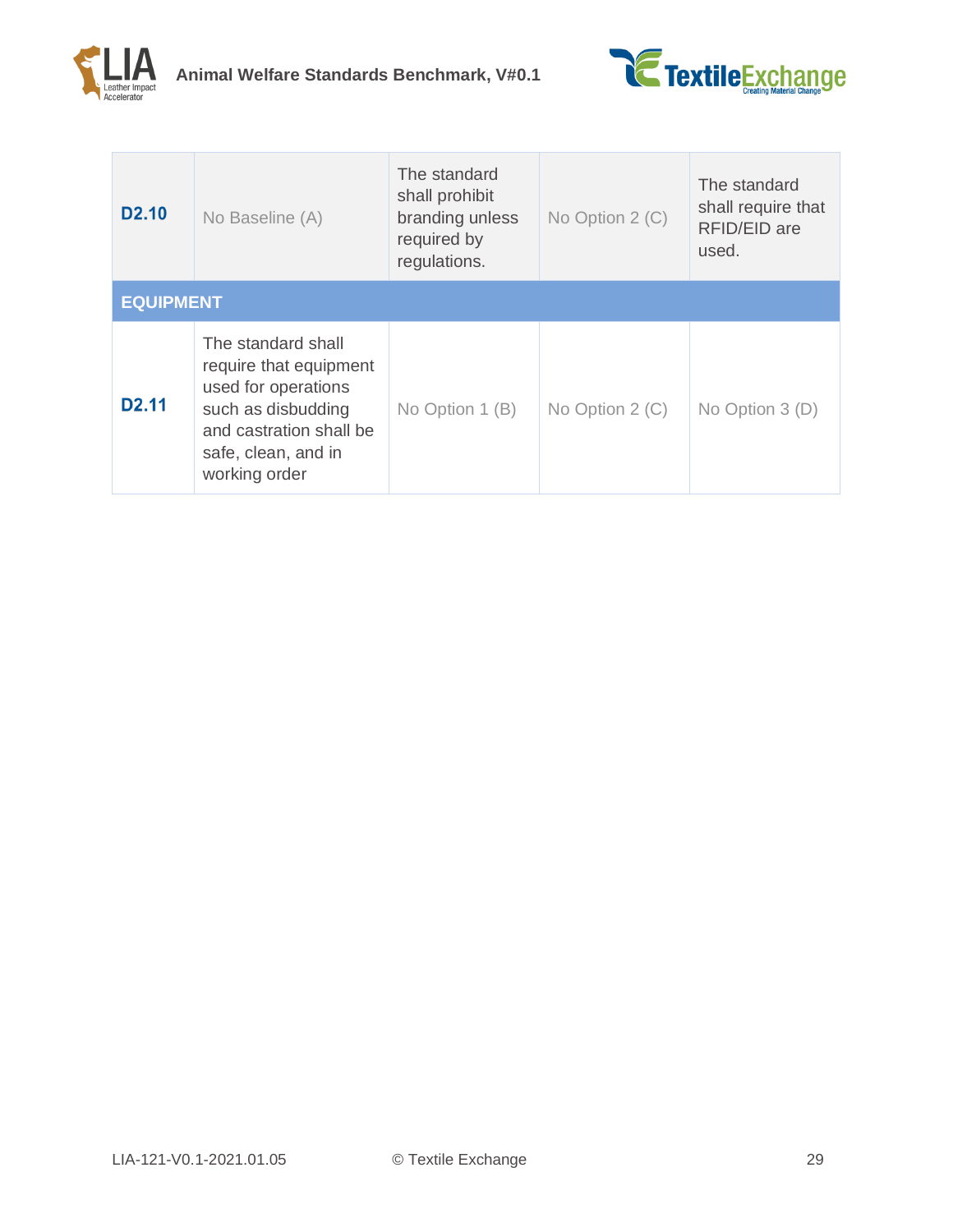| | | | | |
|---|---|---|---|---|
| **D2.10** | No Baseline (A) | The standard shall prohibit branding unless required by regulations. | No Option 2 (C) | The standard shall require that RFID/EID are used. |
| **EQUIPMENT** | | | | |
| **D2.11** | The standard shall require that equipment used for operations such as disbudding and castration shall be safe, clean, and in working order | No Option 1 (B) | No Option 2 (C) | No Option 3 (D) |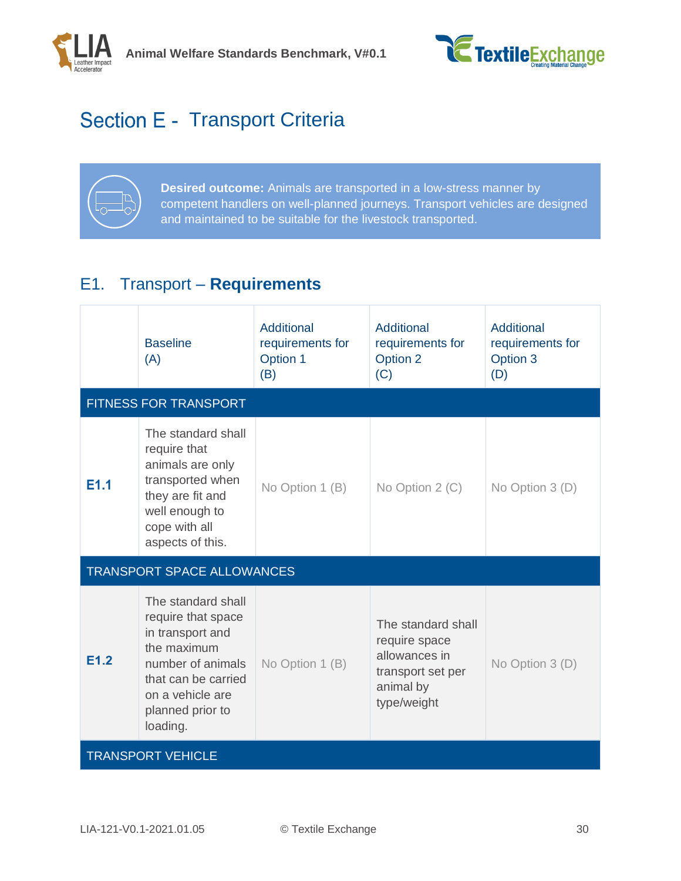# Section E - Transport Criteria

**Desired outcome:** Animals are transported in a low-stress manner by competent handlers on well-planned journeys. Transport vehicles are designed and maintained to be suitable for the livestock transported.

## E1. Transport – **Requirements**

| | Baseline (A) | Additional requirements for Option 1 (B) | Additional requirements for Option 2 (C) | Additional requirements for Option 3 (D) |
|---|---|---|---|---|
| FITNESS FOR TRANSPORT | | | | |
| **E1.1** | The standard shall require that animals are only transported when they are fit and well enough to cope with all aspects of this. | No Option 1 (B) | No Option 2 (C) | No Option 3 (D) |
| TRANSPORT SPACE ALLOWANCES | | | | |
| **E1.2** | The standard shall require that space in transport and the maximum number of animals that can be carried on a vehicle are planned prior to loading. | No Option 1 (B) | The standard shall require space allowances in transport set per animal by type/weight | No Option 3 (D) |
| TRANSPORT VEHICLE | | | | |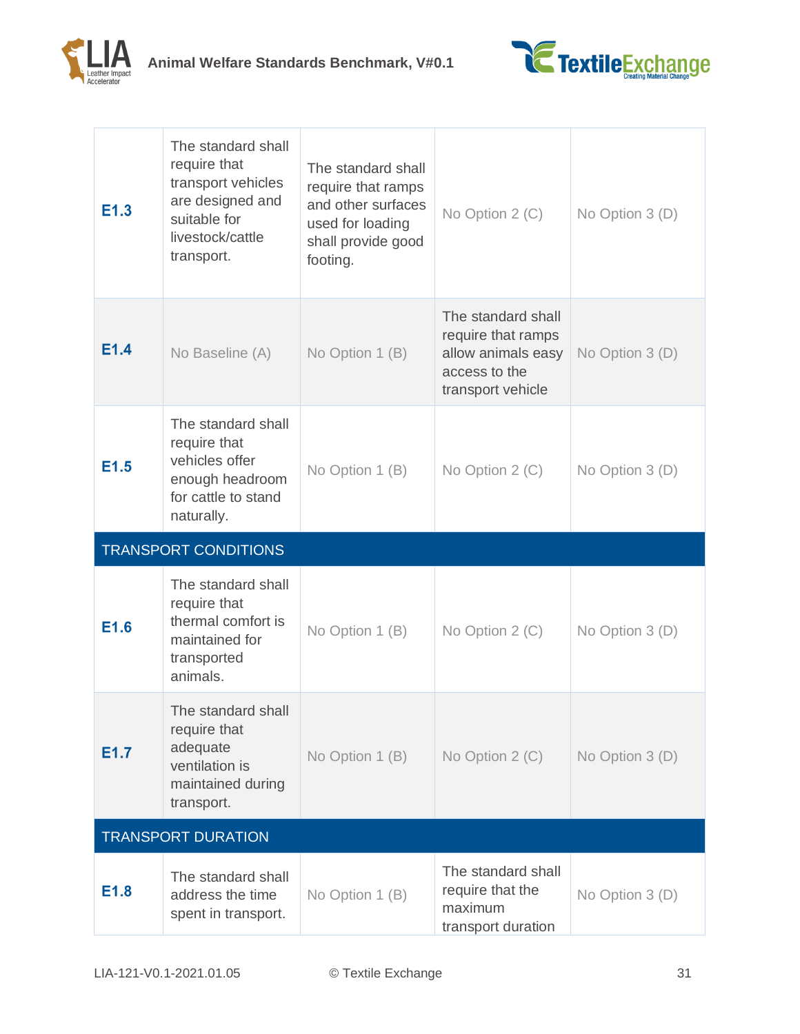| | | | | |
|---|---|---|---|---|
| **E1.3** | The standard shall require that transport vehicles are designed and suitable for livestock/cattle transport. | The standard shall require that ramps and other surfaces used for loading shall provide good footing. | No Option 2 (C) | No Option 3 (D) |
| **E1.4** | No Baseline (A) | No Option 1 (B) | The standard shall require that ramps allow animals easy access to the transport vehicle | No Option 3 (D) |
| **E1.5** | The standard shall require that vehicles offer enough headroom for cattle to stand naturally. | No Option 1 (B) | No Option 2 (C) | No Option 3 (D) |
| **TRANSPORT CONDITIONS** | | | | |
| **E1.6** | The standard shall require that thermal comfort is maintained for transported animals. | No Option 1 (B) | No Option 2 (C) | No Option 3 (D) |
| **E1.7** | The standard shall require that adequate ventilation is maintained during transport. | No Option 1 (B) | No Option 2 (C) | No Option 3 (D) |
| **TRANSPORT DURATION** | | | | |
| **E1.8** | The standard shall address the time spent in transport. | No Option 1 (B) | The standard shall require that the maximum transport duration | No Option 3 (D) |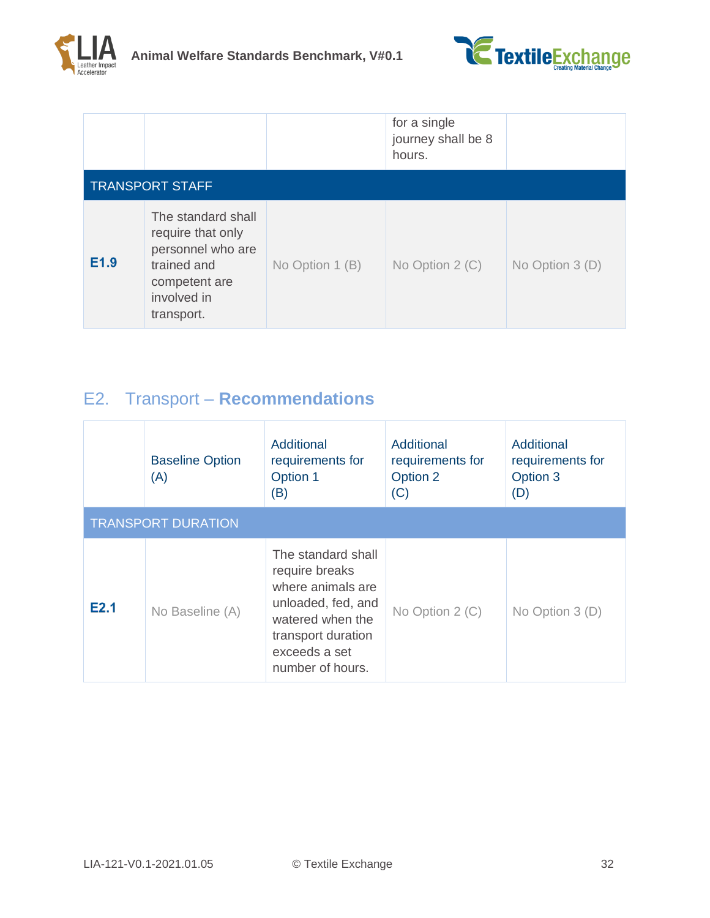| | | | | |
|---|---|---|---|---|
| | | | for a single journey shall be 8 hours. | |
| TRANSPORT STAFF | | | | |
| **E1.9** | The standard shall require that only personnel who are trained and competent are involved in transport. | No Option 1 (B) | No Option 2 (C) | No Option 3 (D) |

## E2. Transport – **Recommendations**

| | Baseline Option (A) | Additional requirements for Option 1 (B) | Additional requirements for Option 2 (C) | Additional requirements for Option 3 (D) |
|---|---|---|---|---|
| TRANSPORT DURATION | | | | |
| **E2.1** | No Baseline (A) | The standard shall require breaks where animals are unloaded, fed, and watered when the transport duration exceeds a set number of hours. | No Option 2 (C) | No Option 3 (D) |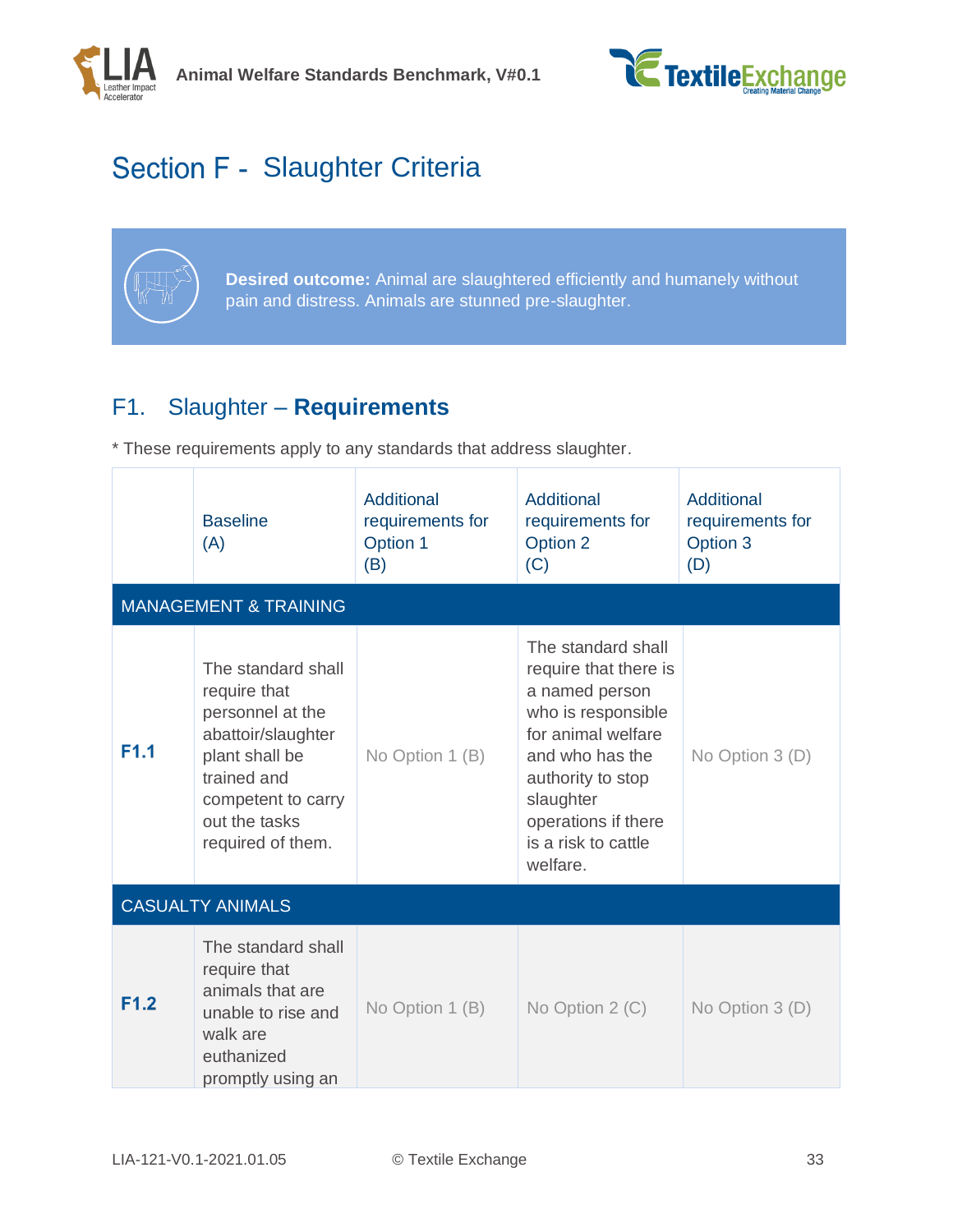# Section F - Slaughter Criteria

**Desired outcome:** Animal are slaughtered efficiently and humanely without pain and distress. Animals are stunned pre-slaughter.

## F1. Slaughter – **Requirements**

* These requirements apply to any standards that address slaughter.

| | Baseline (A) | Additional requirements for Option 1 (B) | Additional requirements for Option 2 (C) | Additional requirements for Option 3 (D) |
|---|---|---|---|---|
| MANAGEMENT & TRAINING | | | | |
| **F1.1** | The standard shall require that personnel at the abattoir/slaughter plant shall be trained and competent to carry out the tasks required of them. | No Option 1 (B) | The standard shall require that there is a named person who is responsible for animal welfare and who has the authority to stop slaughter operations if there is a risk to cattle welfare. | No Option 3 (D) |
| CASUALTY ANIMALS | | | | |
| **F1.2** | The standard shall require that animals that are unable to rise and walk are euthanized promptly using an | No Option 1 (B) | No Option 2 (C) | No Option 3 (D) |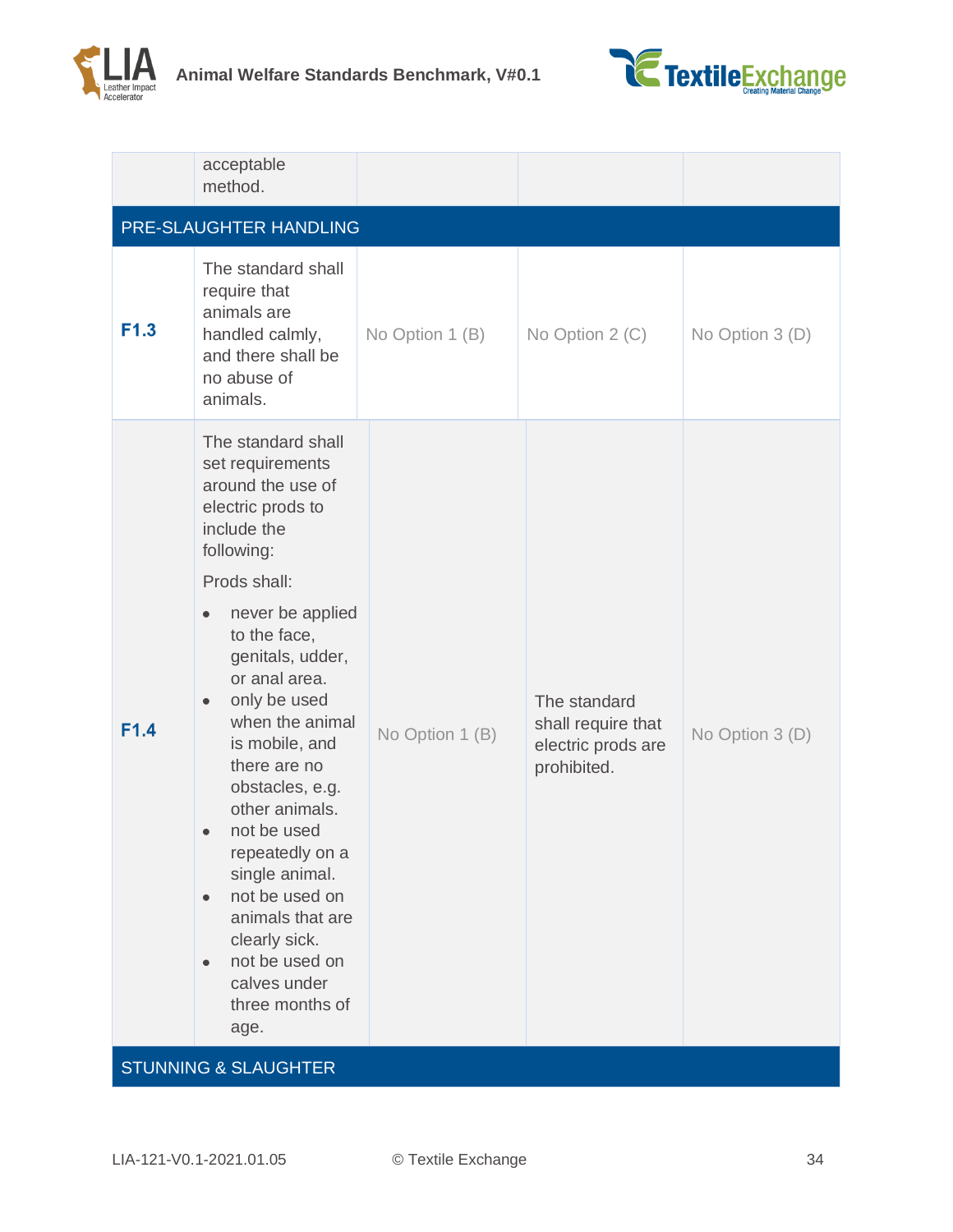|  |  |  |  |  |
|---|---|---|---|---|
|  | acceptable method. |  |  |  |
| PRE-SLAUGHTER HANDLING | | | | |
| **F1.3** | The standard shall require that animals are handled calmly, and there shall be no abuse of animals. | No Option 1 (B) | No Option 2 (C) | No Option 3 (D) |
| **F1.4** | The standard shall set requirements around the use of electric prods to include the following:<br><br>Prods shall:<br>• never be applied to the face, genitals, udder, or anal area.<br>• only be used when the animal is mobile, and there are no obstacles, e.g. other animals.<br>• not be used repeatedly on a single animal.<br>• not be used on animals that are clearly sick.<br>• not be used on calves under three months of age. | No Option 1 (B) | The standard shall require that electric prods are prohibited. | No Option 3 (D) |
| STUNNING & SLAUGHTER | | | | |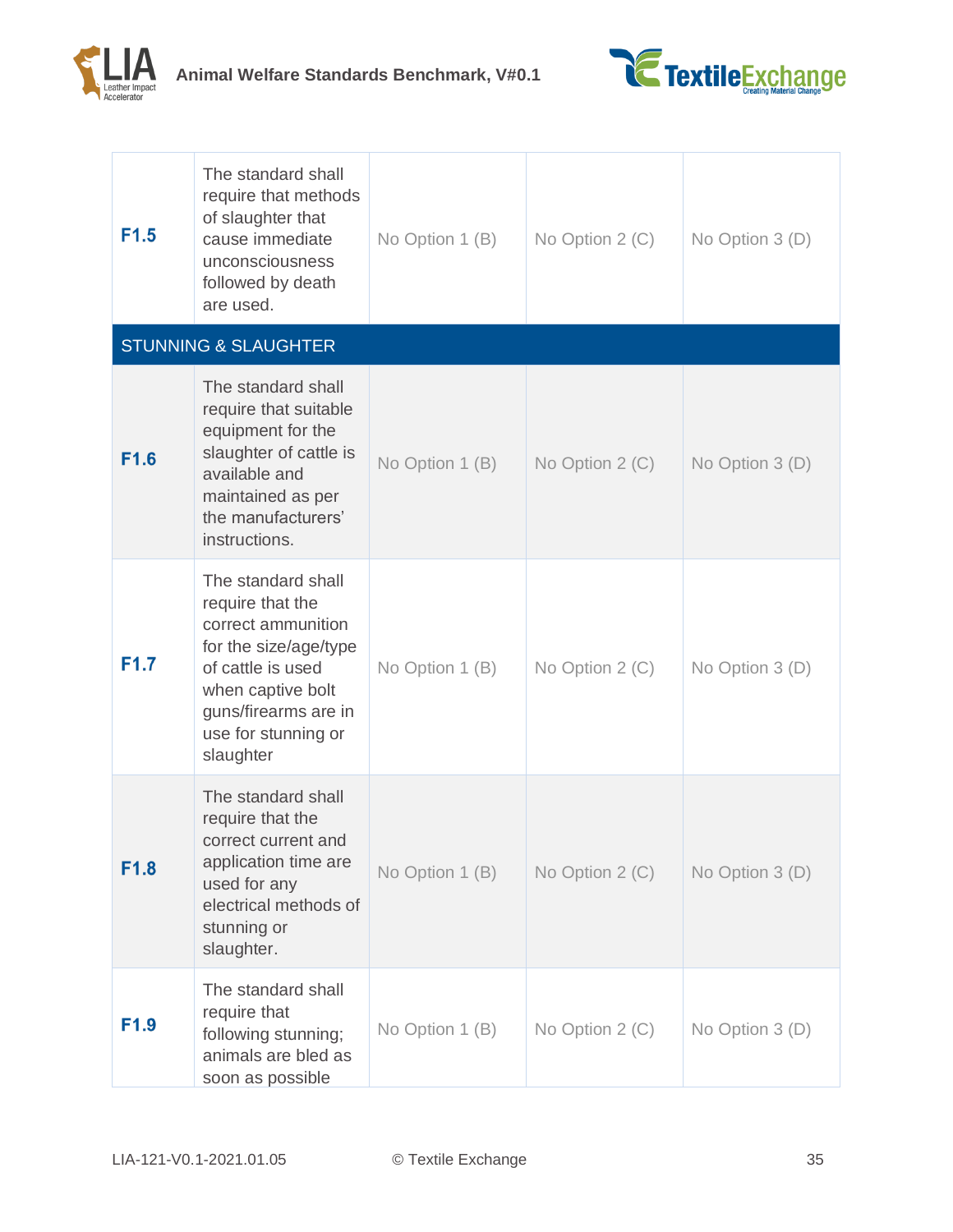| | | | | |
|---|---|---|---|---|
| **F1.5** | The standard shall require that methods of slaughter that cause immediate unconsciousness followed by death are used. | No Option 1 (B) | No Option 2 (C) | No Option 3 (D) |
| **STUNNING & SLAUGHTER** | | | | |
| **F1.6** | The standard shall require that suitable equipment for the slaughter of cattle is available and maintained as per the manufacturers' instructions. | No Option 1 (B) | No Option 2 (C) | No Option 3 (D) |
| **F1.7** | The standard shall require that the correct ammunition for the size/age/type of cattle is used when captive bolt guns/firearms are in use for stunning or slaughter | No Option 1 (B) | No Option 2 (C) | No Option 3 (D) |
| **F1.8** | The standard shall require that the correct current and application time are used for any electrical methods of stunning or slaughter. | No Option 1 (B) | No Option 2 (C) | No Option 3 (D) |
| **F1.9** | The standard shall require that following stunning; animals are bled as soon as possible | No Option 1 (B) | No Option 2 (C) | No Option 3 (D) |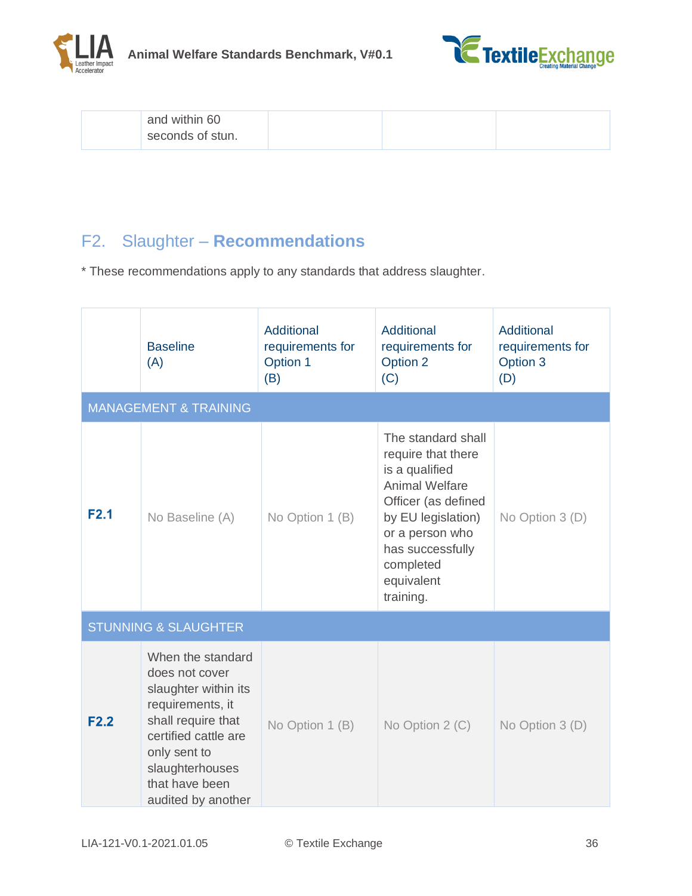| | | | | |
|---|---|---|---|---|
| | and within 60 seconds of stun. | | | |

## F2. Slaughter – **Recommendations**

* These recommendations apply to any standards that address slaughter.

| | Baseline (A) | Additional requirements for Option 1 (B) | Additional requirements for Option 2 (C) | Additional requirements for Option 3 (D) |
|---|---|---|---|---|
| MANAGEMENT & TRAINING | | | | |
| **F2.1** | No Baseline (A) | No Option 1 (B) | The standard shall require that there is a qualified Animal Welfare Officer (as defined by EU legislation) or a person who has successfully completed equivalent training. | No Option 3 (D) |
| STUNNING & SLAUGHTER | | | | |
| **F2.2** | When the standard does not cover slaughter within its requirements, it shall require that certified cattle are only sent to slaughterhouses that have been audited by another | No Option 1 (B) | No Option 2 (C) | No Option 3 (D) |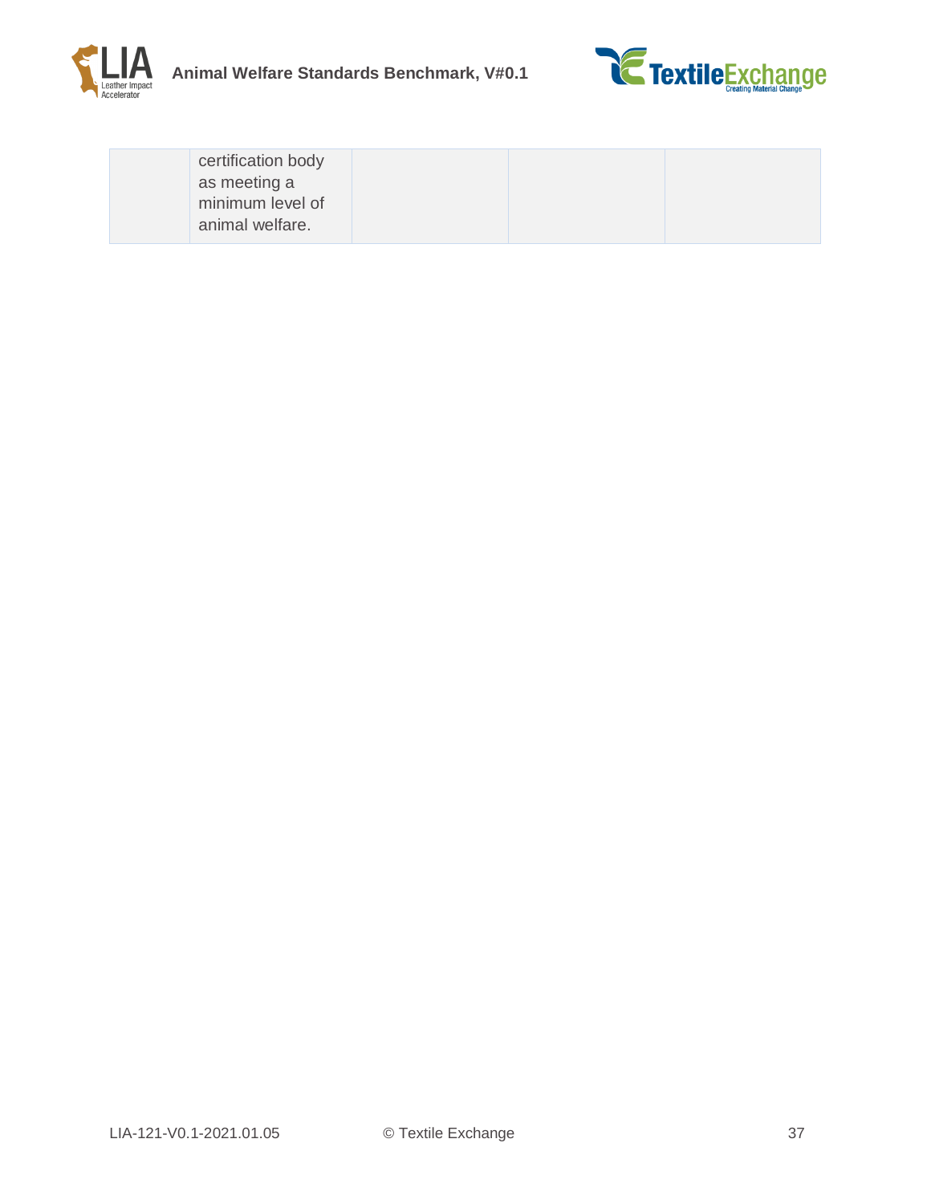| | | | | |
|---|---|---|---|---|
| | certification body as meeting a minimum level of animal welfare. | | | |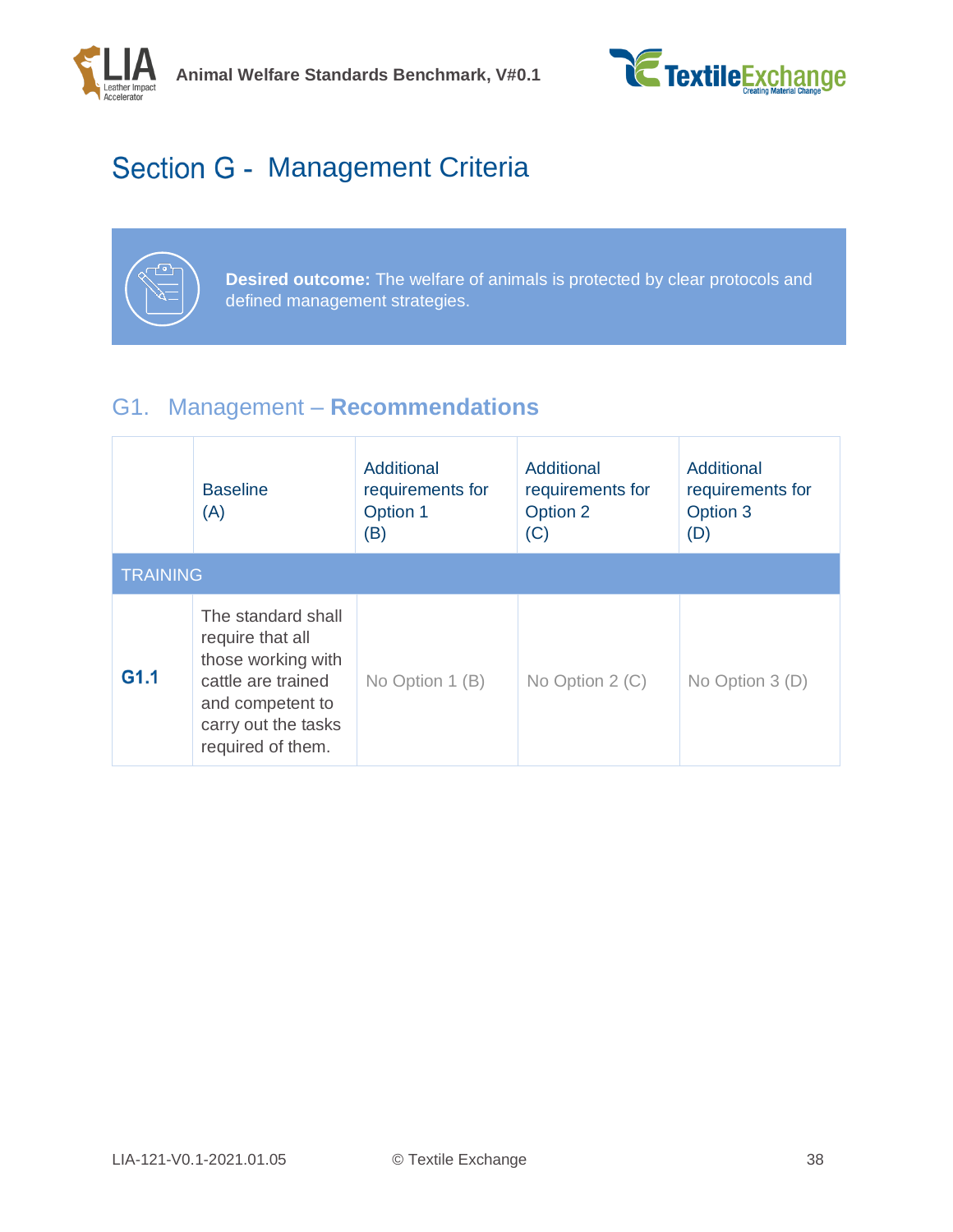# Section G - Management Criteria

**Desired outcome:** The welfare of animals is protected by clear protocols and defined management strategies.

## G1. Management – **Recommendations**

| | Baseline (A) | Additional requirements for Option 1 (B) | Additional requirements for Option 2 (C) | Additional requirements for Option 3 (D) |
|---|---|---|---|---|
| TRAINING | | | | |
| **G1.1** | The standard shall require that all those working with cattle are trained and competent to carry out the tasks required of them. | No Option 1 (B) | No Option 2 (C) | No Option 3 (D) |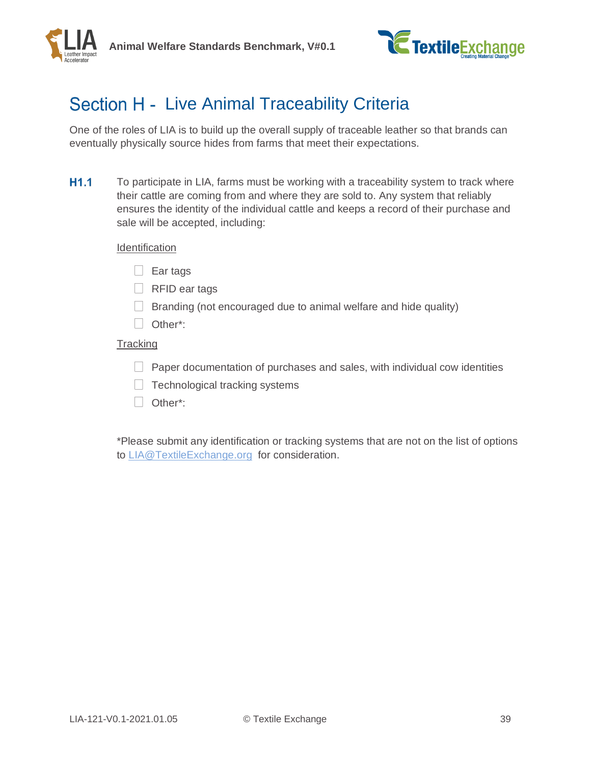# Section H - Live Animal Traceability Criteria

One of the roles of LIA is to build up the overall supply of traceable leather so that brands can eventually physically source hides from farms that meet their expectations.

**H1.1** To participate in LIA, farms must be working with a traceability system to track where their cattle are coming from and where they are sold to. Any system that reliably ensures the identity of the individual cattle and keeps a record of their purchase and sale will be accepted, including:

<u>Identification</u>

- ☐ Ear tags
- ☐ RFID ear tags
- ☐ Branding (not encouraged due to animal welfare and hide quality)
- ☐ Other*:

<u>Tracking</u>

- ☐ Paper documentation of purchases and sales, with individual cow identities
- ☐ Technological tracking systems
- ☐ Other*:

*Please submit any identification or tracking systems that are not on the list of options to LIA@TextileExchange.org for consideration.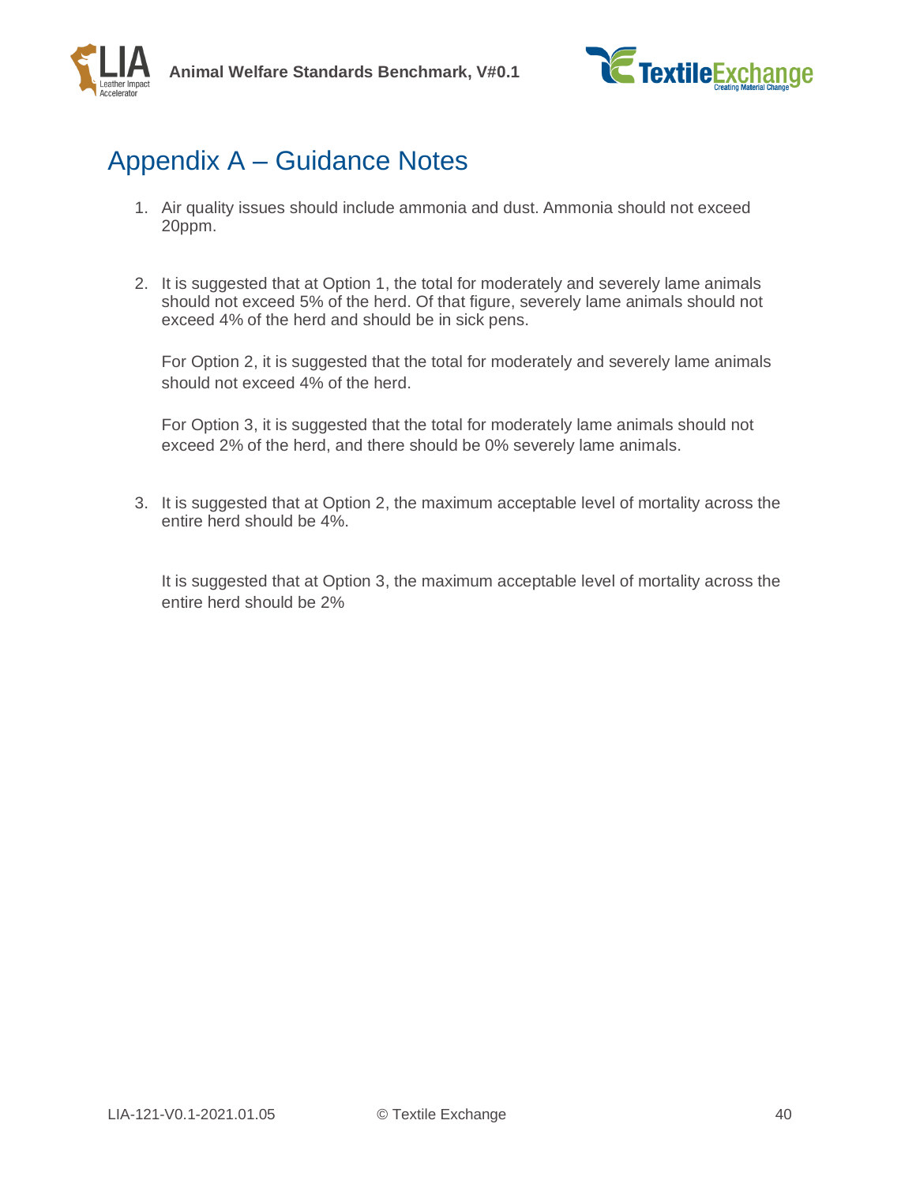# Appendix A – Guidance Notes

1. Air quality issues should include ammonia and dust. Ammonia should not exceed 20ppm.

2. It is suggested that at Option 1, the total for moderately and severely lame animals should not exceed 5% of the herd. Of that figure, severely lame animals should not exceed 4% of the herd and should be in sick pens.

   For Option 2, it is suggested that the total for moderately and severely lame animals should not exceed 4% of the herd.

   For Option 3, it is suggested that the total for moderately lame animals should not exceed 2% of the herd, and there should be 0% severely lame animals.

3. It is suggested that at Option 2, the maximum acceptable level of mortality across the entire herd should be 4%.

   It is suggested that at Option 3, the maximum acceptable level of mortality across the entire herd should be 2%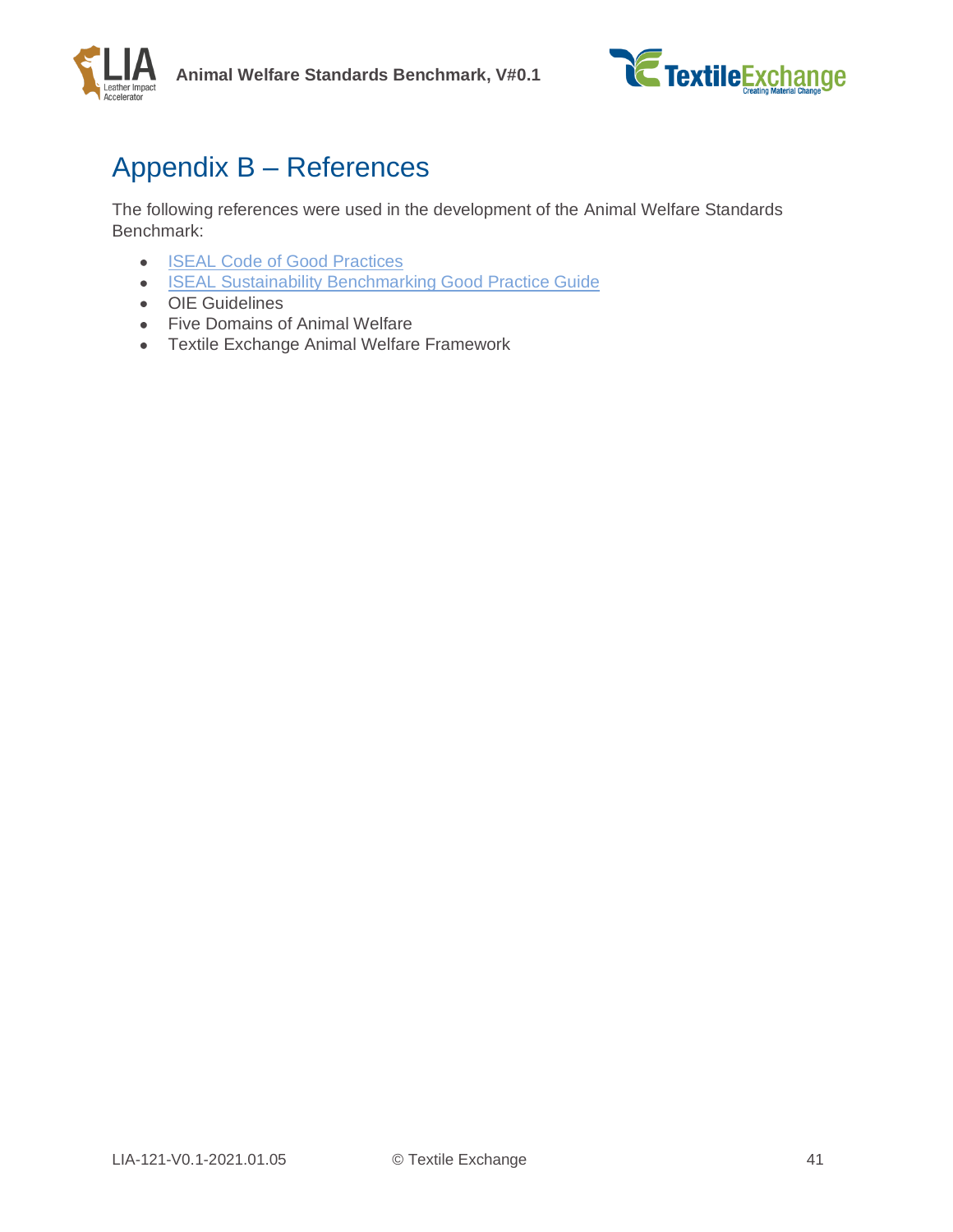# Appendix B – References

The following references were used in the development of the Animal Welfare Standards Benchmark:

- ISEAL Code of Good Practices
- ISEAL Sustainability Benchmarking Good Practice Guide
- OIE Guidelines
- Five Domains of Animal Welfare
- Textile Exchange Animal Welfare Framework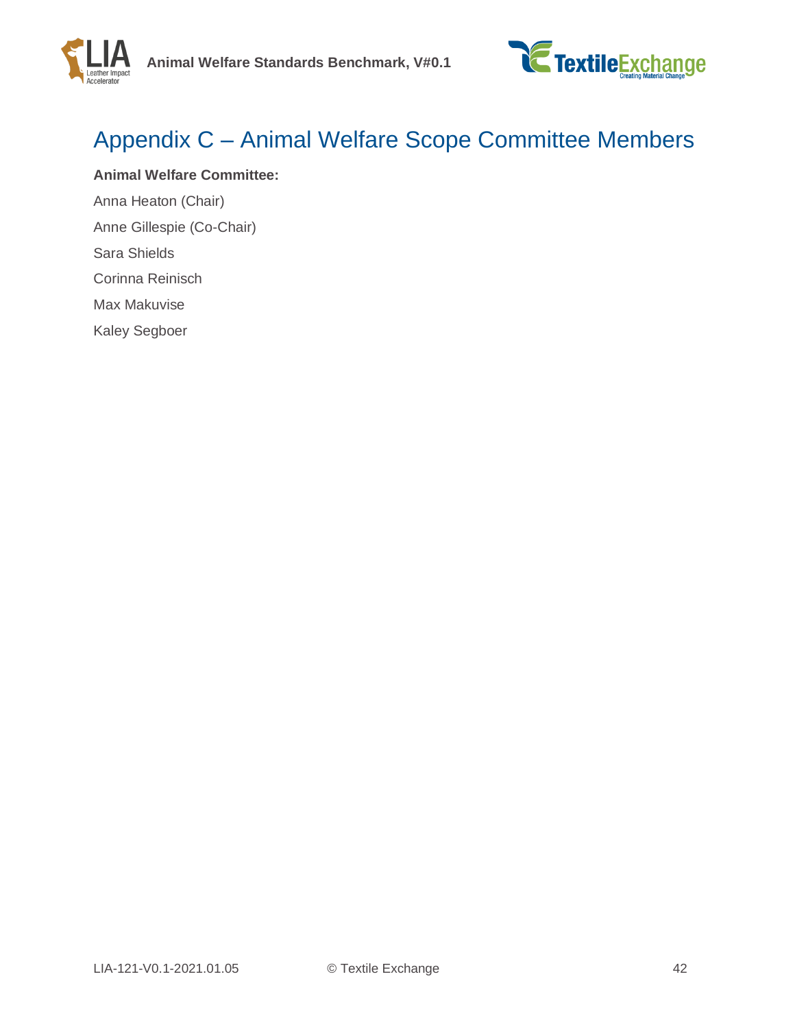# Appendix C – Animal Welfare Scope Committee Members

**Animal Welfare Committee:**

Anna Heaton (Chair)

Anne Gillespie (Co-Chair)

Sara Shields

Corinna Reinisch

Max Makuvise

Kaley Segboer